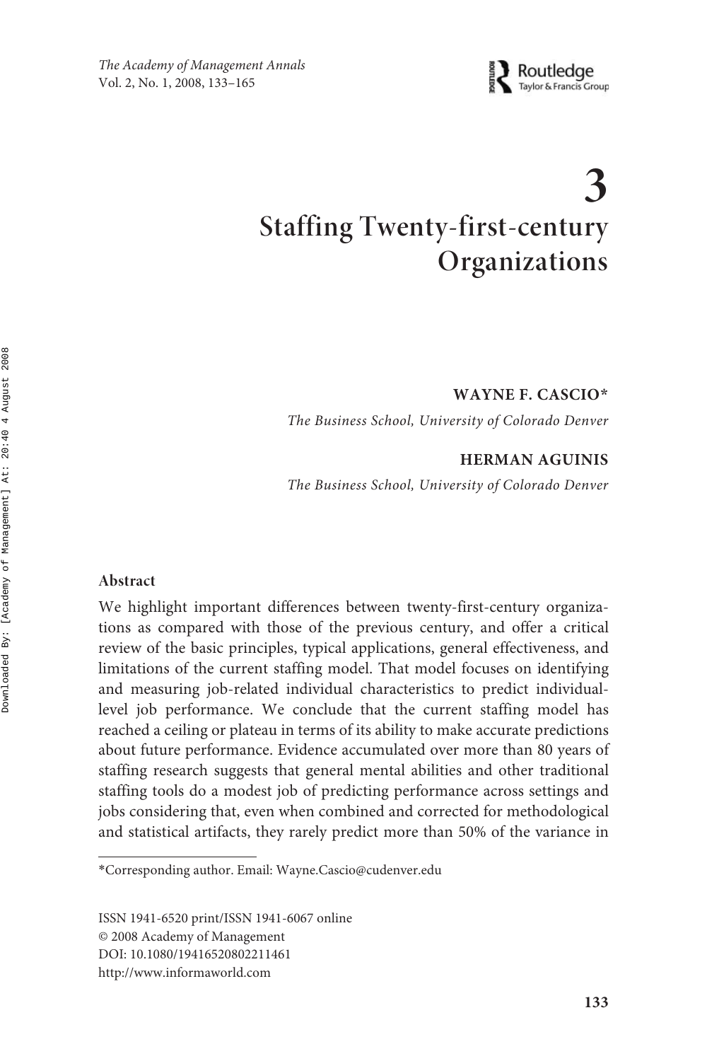# 3

# Staffing Twenty-first-century Organizations

**WAYNE F. CASCIO***

*The Business School, University of Colorado Denver*

**HERMAN AGUINIS**

*The Business School, University of Colorado Denver*

## Abstract

We highlight important differences between twenty-first-century organizations as compared with those of the previous century, and offer a critical review of the basic principles, typical applications, general effectiveness, and limitations of the current staffing model. That model focuses on identifying and measuring job-related individual characteristics to predict individual-level job performance. We conclude that the current staffing model has reached a ceiling or plateau in terms of its ability to make accurate predictions about future performance. Evidence accumulated over more than 80 years of staffing research suggests that general mental abilities and other traditional staffing tools do a modest job of predicting performance across settings and jobs considering that, even when combined and corrected for methodological and statistical artifacts, they rarely predict more than 50% of the variance in

*Corresponding author. Email: Wayne.Cascio@cudenver.edu

ISSN 1941-6520 print/ISSN 1941-6067 online
© 2008 Academy of Management
DOI: 10.1080/19416520802211461
http://www.informaworld.com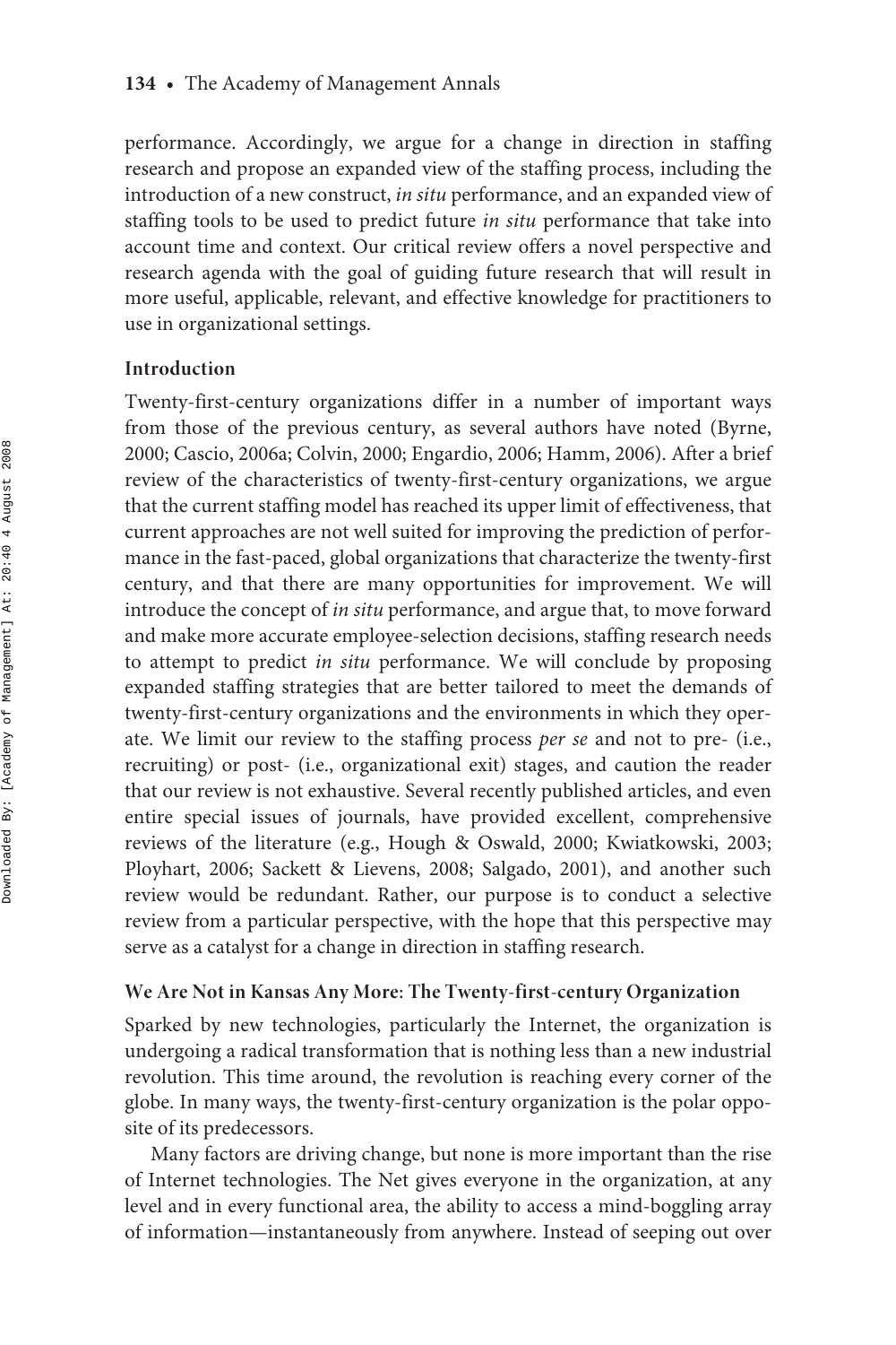performance. Accordingly, we argue for a change in direction in staffing research and propose an expanded view of the staffing process, including the introduction of a new construct, *in situ* performance, and an expanded view of staffing tools to be used to predict future *in situ* performance that take into account time and context. Our critical review offers a novel perspective and research agenda with the goal of guiding future research that will result in more useful, applicable, relevant, and effective knowledge for practitioners to use in organizational settings.

## Introduction

Twenty-first-century organizations differ in a number of important ways from those of the previous century, as several authors have noted (Byrne, 2000; Cascio, 2006a; Colvin, 2000; Engardio, 2006; Hamm, 2006). After a brief review of the characteristics of twenty-first-century organizations, we argue that the current staffing model has reached its upper limit of effectiveness, that current approaches are not well suited for improving the prediction of performance in the fast-paced, global organizations that characterize the twenty-first century, and that there are many opportunities for improvement. We will introduce the concept of *in situ* performance, and argue that, to move forward and make more accurate employee-selection decisions, staffing research needs to attempt to predict *in situ* performance. We will conclude by proposing expanded staffing strategies that are better tailored to meet the demands of twenty-first-century organizations and the environments in which they operate. We limit our review to the staffing process *per se* and not to pre- (i.e., recruiting) or post- (i.e., organizational exit) stages, and caution the reader that our review is not exhaustive. Several recently published articles, and even entire special issues of journals, have provided excellent, comprehensive reviews of the literature (e.g., Hough & Oswald, 2000; Kwiatkowski, 2003; Ployhart, 2006; Sackett & Lievens, 2008; Salgado, 2001), and another such review would be redundant. Rather, our purpose is to conduct a selective review from a particular perspective, with the hope that this perspective may serve as a catalyst for a change in direction in staffing research.

## We Are Not in Kansas Any More: The Twenty-first-century Organization

Sparked by new technologies, particularly the Internet, the organization is undergoing a radical transformation that is nothing less than a new industrial revolution. This time around, the revolution is reaching every corner of the globe. In many ways, the twenty-first-century organization is the polar opposite of its predecessors.

Many factors are driving change, but none is more important than the rise of Internet technologies. The Net gives everyone in the organization, at any level and in every functional area, the ability to access a mind-boggling array of information—instantaneously from anywhere. Instead of seeping out over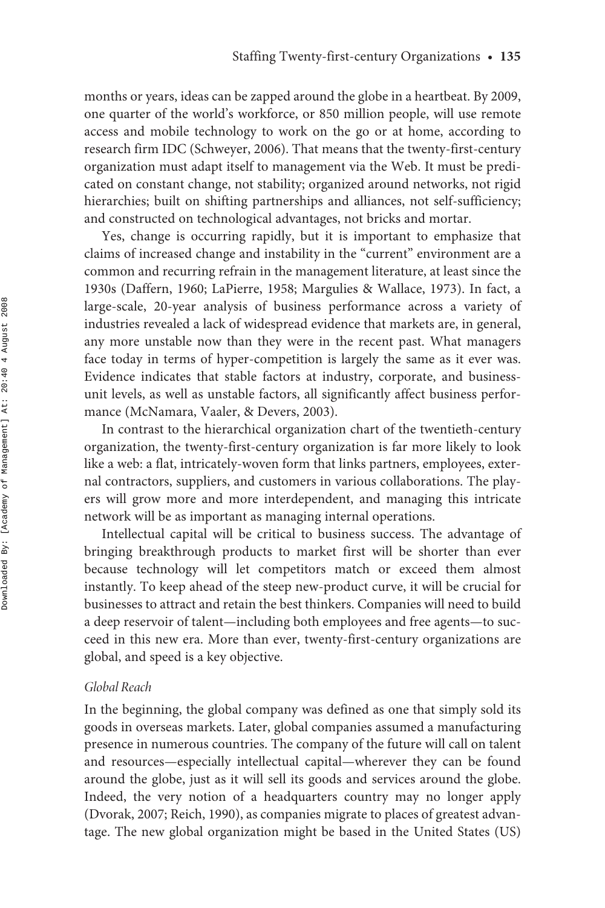months or years, ideas can be zapped around the globe in a heartbeat. By 2009, one quarter of the world's workforce, or 850 million people, will use remote access and mobile technology to work on the go or at home, according to research firm IDC (Schweyer, 2006). That means that the twenty-first-century organization must adapt itself to management via the Web. It must be predicated on constant change, not stability; organized around networks, not rigid hierarchies; built on shifting partnerships and alliances, not self-sufficiency; and constructed on technological advantages, not bricks and mortar.

Yes, change is occurring rapidly, but it is important to emphasize that claims of increased change and instability in the "current" environment are a common and recurring refrain in the management literature, at least since the 1930s (Daffern, 1960; LaPierre, 1958; Margulies & Wallace, 1973). In fact, a large-scale, 20-year analysis of business performance across a variety of industries revealed a lack of widespread evidence that markets are, in general, any more unstable now than they were in the recent past. What managers face today in terms of hyper-competition is largely the same as it ever was. Evidence indicates that stable factors at industry, corporate, and business-unit levels, as well as unstable factors, all significantly affect business performance (McNamara, Vaaler, & Devers, 2003).

In contrast to the hierarchical organization chart of the twentieth-century organization, the twenty-first-century organization is far more likely to look like a web: a flat, intricately-woven form that links partners, employees, external contractors, suppliers, and customers in various collaborations. The players will grow more and more interdependent, and managing this intricate network will be as important as managing internal operations.

Intellectual capital will be critical to business success. The advantage of bringing breakthrough products to market first will be shorter than ever because technology will let competitors match or exceed them almost instantly. To keep ahead of the steep new-product curve, it will be crucial for businesses to attract and retain the best thinkers. Companies will need to build a deep reservoir of talent—including both employees and free agents—to succeed in this new era. More than ever, twenty-first-century organizations are global, and speed is a key objective.

### *Global Reach*

In the beginning, the global company was defined as one that simply sold its goods in overseas markets. Later, global companies assumed a manufacturing presence in numerous countries. The company of the future will call on talent and resources—especially intellectual capital—wherever they can be found around the globe, just as it will sell its goods and services around the globe. Indeed, the very notion of a headquarters country may no longer apply (Dvorak, 2007; Reich, 1990), as companies migrate to places of greatest advantage. The new global organization might be based in the United States (US)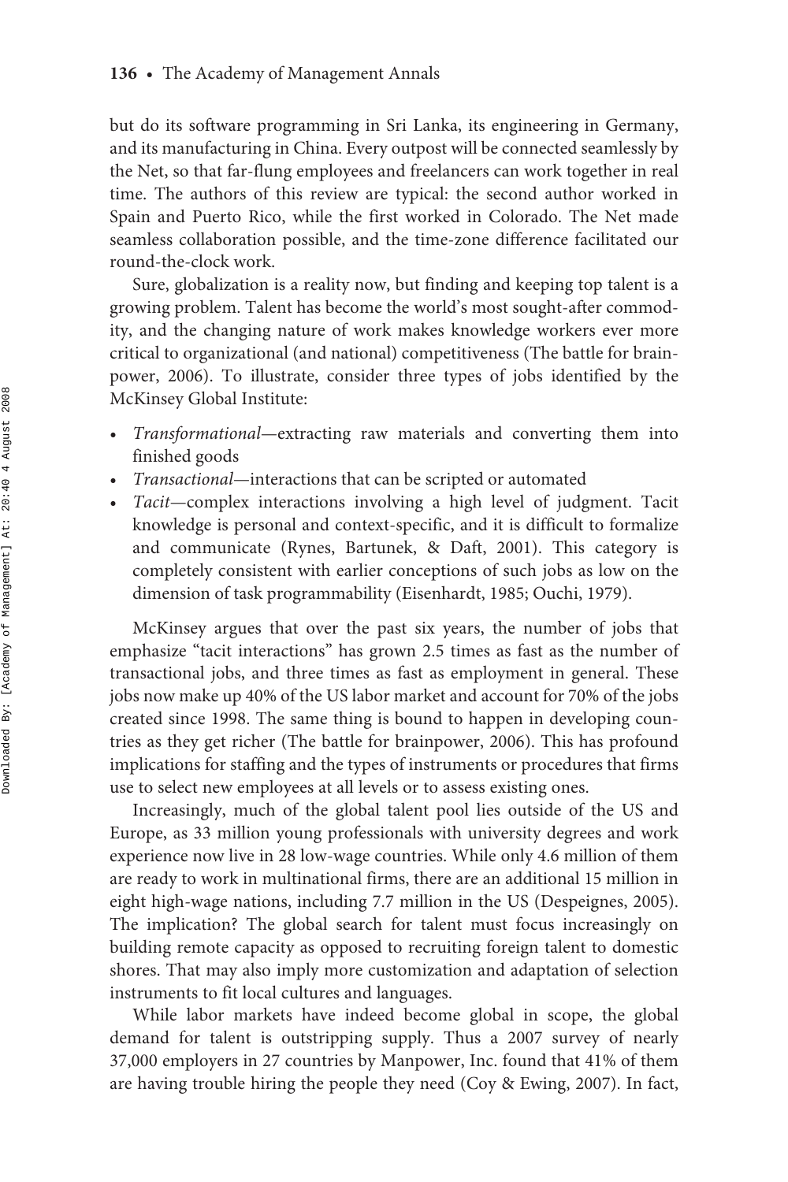but do its software programming in Sri Lanka, its engineering in Germany, and its manufacturing in China. Every outpost will be connected seamlessly by the Net, so that far-flung employees and freelancers can work together in real time. The authors of this review are typical: the second author worked in Spain and Puerto Rico, while the first worked in Colorado. The Net made seamless collaboration possible, and the time-zone difference facilitated our round-the-clock work.

Sure, globalization is a reality now, but finding and keeping top talent is a growing problem. Talent has become the world's most sought-after commodity, and the changing nature of work makes knowledge workers ever more critical to organizational (and national) competitiveness (The battle for brainpower, 2006). To illustrate, consider three types of jobs identified by the McKinsey Global Institute:

- *Transformational*—extracting raw materials and converting them into finished goods
- *Transactional*—interactions that can be scripted or automated
- *Tacit*—complex interactions involving a high level of judgment. Tacit knowledge is personal and context-specific, and it is difficult to formalize and communicate (Rynes, Bartunek, & Daft, 2001). This category is completely consistent with earlier conceptions of such jobs as low on the dimension of task programmability (Eisenhardt, 1985; Ouchi, 1979).

McKinsey argues that over the past six years, the number of jobs that emphasize "tacit interactions" has grown 2.5 times as fast as the number of transactional jobs, and three times as fast as employment in general. These jobs now make up 40% of the US labor market and account for 70% of the jobs created since 1998. The same thing is bound to happen in developing countries as they get richer (The battle for brainpower, 2006). This has profound implications for staffing and the types of instruments or procedures that firms use to select new employees at all levels or to assess existing ones.

Increasingly, much of the global talent pool lies outside of the US and Europe, as 33 million young professionals with university degrees and work experience now live in 28 low-wage countries. While only 4.6 million of them are ready to work in multinational firms, there are an additional 15 million in eight high-wage nations, including 7.7 million in the US (Despeignes, 2005). The implication? The global search for talent must focus increasingly on building remote capacity as opposed to recruiting foreign talent to domestic shores. That may also imply more customization and adaptation of selection instruments to fit local cultures and languages.

While labor markets have indeed become global in scope, the global demand for talent is outstripping supply. Thus a 2007 survey of nearly 37,000 employers in 27 countries by Manpower, Inc. found that 41% of them are having trouble hiring the people they need (Coy & Ewing, 2007). In fact,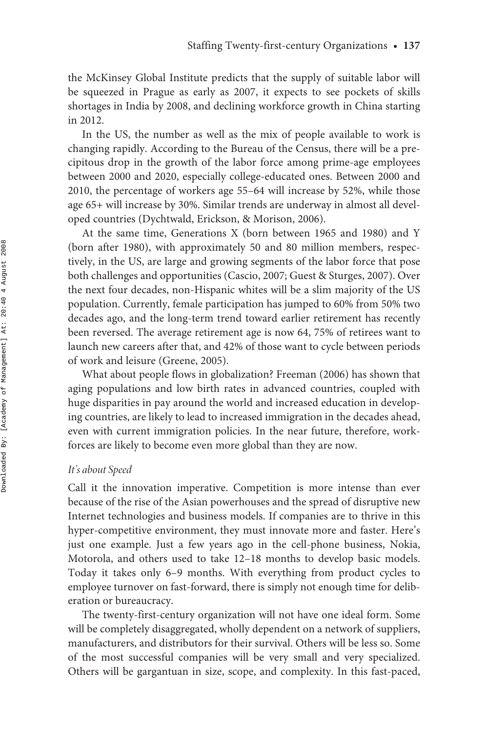the McKinsey Global Institute predicts that the supply of suitable labor will be squeezed in Prague as early as 2007, it expects to see pockets of skills shortages in India by 2008, and declining workforce growth in China starting in 2012.

In the US, the number as well as the mix of people available to work is changing rapidly. According to the Bureau of the Census, there will be a precipitous drop in the growth of the labor force among prime-age employees between 2000 and 2020, especially college-educated ones. Between 2000 and 2010, the percentage of workers age 55–64 will increase by 52%, while those age 65+ will increase by 30%. Similar trends are underway in almost all developed countries (Dychtwald, Erickson, & Morison, 2006).

At the same time, Generations X (born between 1965 and 1980) and Y (born after 1980), with approximately 50 and 80 million members, respectively, in the US, are large and growing segments of the labor force that pose both challenges and opportunities (Cascio, 2007; Guest & Sturges, 2007). Over the next four decades, non-Hispanic whites will be a slim majority of the US population. Currently, female participation has jumped to 60% from 50% two decades ago, and the long-term trend toward earlier retirement has recently been reversed. The average retirement age is now 64, 75% of retirees want to launch new careers after that, and 42% of those want to cycle between periods of work and leisure (Greene, 2005).

What about people flows in globalization? Freeman (2006) has shown that aging populations and low birth rates in advanced countries, coupled with huge disparities in pay around the world and increased education in developing countries, are likely to lead to increased immigration in the decades ahead, even with current immigration policies. In the near future, therefore, workforces are likely to become even more global than they are now.

*It's about Speed*

Call it the innovation imperative. Competition is more intense than ever because of the rise of the Asian powerhouses and the spread of disruptive new Internet technologies and business models. If companies are to thrive in this hyper-competitive environment, they must innovate more and faster. Here's just one example. Just a few years ago in the cell-phone business, Nokia, Motorola, and others used to take 12–18 months to develop basic models. Today it takes only 6–9 months. With everything from product cycles to employee turnover on fast-forward, there is simply not enough time for deliberation or bureaucracy.

The twenty-first-century organization will not have one ideal form. Some will be completely disaggregated, wholly dependent on a network of suppliers, manufacturers, and distributors for their survival. Others will be less so. Some of the most successful companies will be very small and very specialized. Others will be gargantuan in size, scope, and complexity. In this fast-paced,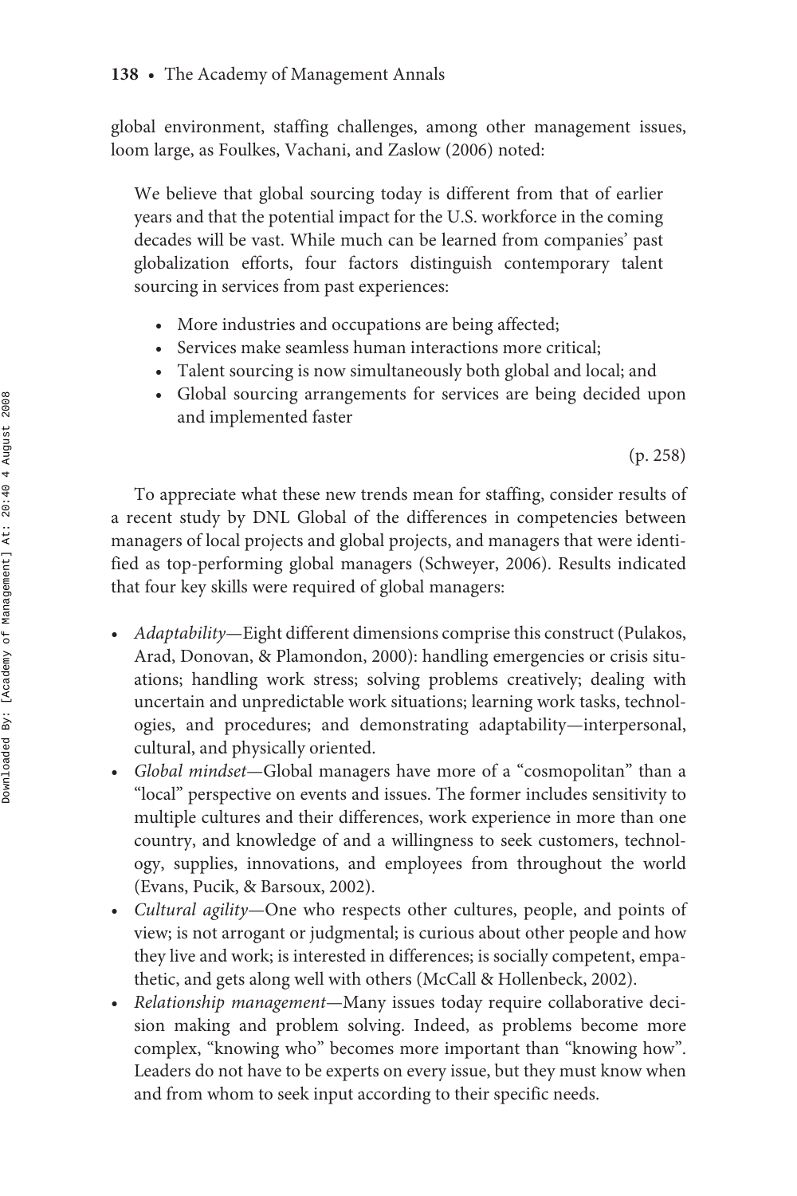global environment, staffing challenges, among other management issues, loom large, as Foulkes, Vachani, and Zaslow (2006) noted:

> We believe that global sourcing today is different from that of earlier years and that the potential impact for the U.S. workforce in the coming decades will be vast. While much can be learned from companies' past globalization efforts, four factors distinguish contemporary talent sourcing in services from past experiences:
>
> - More industries and occupations are being affected;
> - Services make seamless human interactions more critical;
> - Talent sourcing is now simultaneously both global and local; and
> - Global sourcing arrangements for services are being decided upon and implemented faster
>
> (p. 258)

To appreciate what these new trends mean for staffing, consider results of a recent study by DNL Global of the differences in competencies between managers of local projects and global projects, and managers that were identified as top-performing global managers (Schweyer, 2006). Results indicated that four key skills were required of global managers:

- *Adaptability*—Eight different dimensions comprise this construct (Pulakos, Arad, Donovan, & Plamondon, 2000): handling emergencies or crisis situations; handling work stress; solving problems creatively; dealing with uncertain and unpredictable work situations; learning work tasks, technologies, and procedures; and demonstrating adaptability—interpersonal, cultural, and physically oriented.
- *Global mindset*—Global managers have more of a "cosmopolitan" than a "local" perspective on events and issues. The former includes sensitivity to multiple cultures and their differences, work experience in more than one country, and knowledge of and a willingness to seek customers, technology, supplies, innovations, and employees from throughout the world (Evans, Pucik, & Barsoux, 2002).
- *Cultural agility*—One who respects other cultures, people, and points of view; is not arrogant or judgmental; is curious about other people and how they live and work; is interested in differences; is socially competent, empathetic, and gets along well with others (McCall & Hollenbeck, 2002).
- *Relationship management*—Many issues today require collaborative decision making and problem solving. Indeed, as problems become more complex, "knowing who" becomes more important than "knowing how". Leaders do not have to be experts on every issue, but they must know when and from whom to seek input according to their specific needs.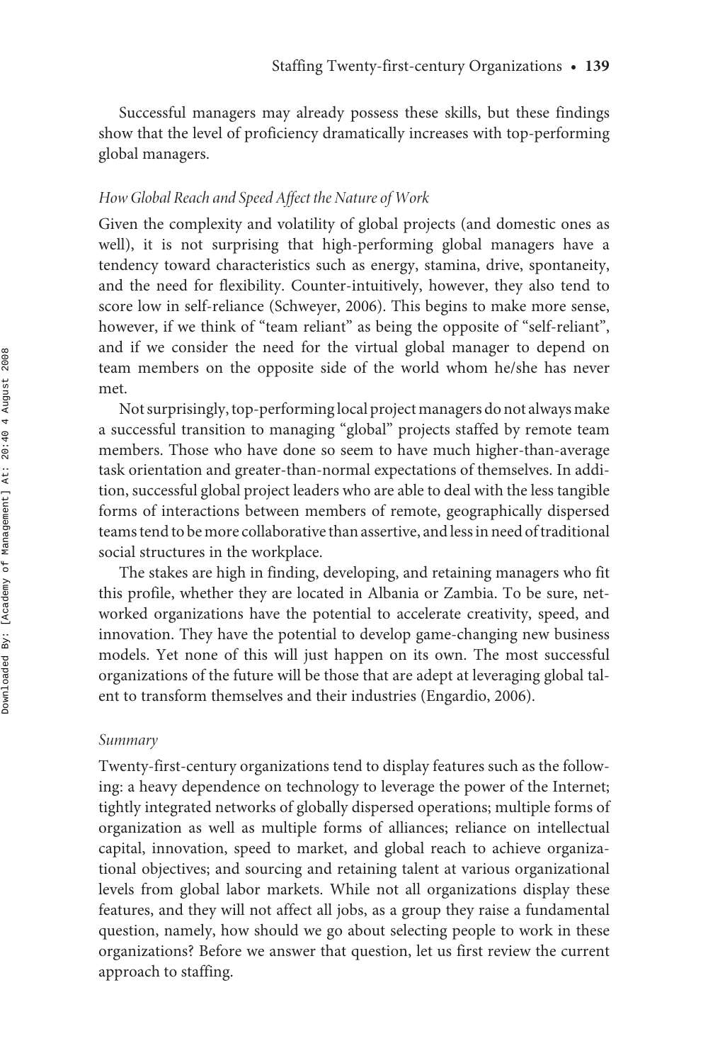Successful managers may already possess these skills, but these findings show that the level of proficiency dramatically increases with top-performing global managers.

### *How Global Reach and Speed Affect the Nature of Work*

Given the complexity and volatility of global projects (and domestic ones as well), it is not surprising that high-performing global managers have a tendency toward characteristics such as energy, stamina, drive, spontaneity, and the need for flexibility. Counter-intuitively, however, they also tend to score low in self-reliance (Schweyer, 2006). This begins to make more sense, however, if we think of "team reliant" as being the opposite of "self-reliant", and if we consider the need for the virtual global manager to depend on team members on the opposite side of the world whom he/she has never met.

Not surprisingly, top-performing local project managers do not always make a successful transition to managing "global" projects staffed by remote team members. Those who have done so seem to have much higher-than-average task orientation and greater-than-normal expectations of themselves. In addition, successful global project leaders who are able to deal with the less tangible forms of interactions between members of remote, geographically dispersed teams tend to be more collaborative than assertive, and less in need of traditional social structures in the workplace.

The stakes are high in finding, developing, and retaining managers who fit this profile, whether they are located in Albania or Zambia. To be sure, networked organizations have the potential to accelerate creativity, speed, and innovation. They have the potential to develop game-changing new business models. Yet none of this will just happen on its own. The most successful organizations of the future will be those that are adept at leveraging global talent to transform themselves and their industries (Engardio, 2006).

### *Summary*

Twenty-first-century organizations tend to display features such as the following: a heavy dependence on technology to leverage the power of the Internet; tightly integrated networks of globally dispersed operations; multiple forms of organization as well as multiple forms of alliances; reliance on intellectual capital, innovation, speed to market, and global reach to achieve organizational objectives; and sourcing and retaining talent at various organizational levels from global labor markets. While not all organizations display these features, and they will not affect all jobs, as a group they raise a fundamental question, namely, how should we go about selecting people to work in these organizations? Before we answer that question, let us first review the current approach to staffing.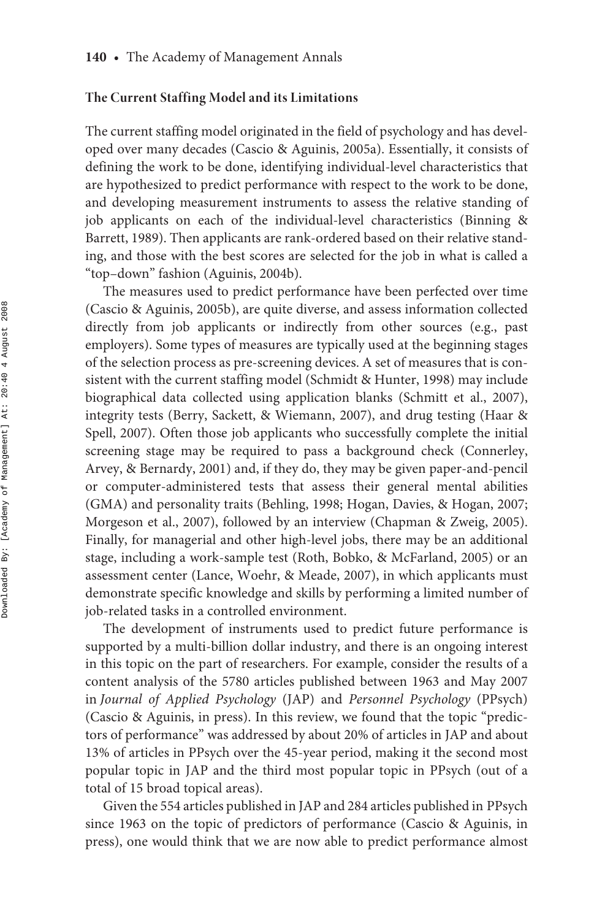## The Current Staffing Model and its Limitations

The current staffing model originated in the field of psychology and has developed over many decades (Cascio & Aguinis, 2005a). Essentially, it consists of defining the work to be done, identifying individual-level characteristics that are hypothesized to predict performance with respect to the work to be done, and developing measurement instruments to assess the relative standing of job applicants on each of the individual-level characteristics (Binning & Barrett, 1989). Then applicants are rank-ordered based on their relative standing, and those with the best scores are selected for the job in what is called a "top–down" fashion (Aguinis, 2004b).

The measures used to predict performance have been perfected over time (Cascio & Aguinis, 2005b), are quite diverse, and assess information collected directly from job applicants or indirectly from other sources (e.g., past employers). Some types of measures are typically used at the beginning stages of the selection process as pre-screening devices. A set of measures that is consistent with the current staffing model (Schmidt & Hunter, 1998) may include biographical data collected using application blanks (Schmitt et al., 2007), integrity tests (Berry, Sackett, & Wiemann, 2007), and drug testing (Haar & Spell, 2007). Often those job applicants who successfully complete the initial screening stage may be required to pass a background check (Connerley, Arvey, & Bernardy, 2001) and, if they do, they may be given paper-and-pencil or computer-administered tests that assess their general mental abilities (GMA) and personality traits (Behling, 1998; Hogan, Davies, & Hogan, 2007; Morgeson et al., 2007), followed by an interview (Chapman & Zweig, 2005). Finally, for managerial and other high-level jobs, there may be an additional stage, including a work-sample test (Roth, Bobko, & McFarland, 2005) or an assessment center (Lance, Woehr, & Meade, 2007), in which applicants must demonstrate specific knowledge and skills by performing a limited number of job-related tasks in a controlled environment.

The development of instruments used to predict future performance is supported by a multi-billion dollar industry, and there is an ongoing interest in this topic on the part of researchers. For example, consider the results of a content analysis of the 5780 articles published between 1963 and May 2007 in *Journal of Applied Psychology* (JAP) and *Personnel Psychology* (PPsych) (Cascio & Aguinis, in press). In this review, we found that the topic "predictors of performance" was addressed by about 20% of articles in JAP and about 13% of articles in PPsych over the 45-year period, making it the second most popular topic in JAP and the third most popular topic in PPsych (out of a total of 15 broad topical areas).

Given the 554 articles published in JAP and 284 articles published in PPsych since 1963 on the topic of predictors of performance (Cascio & Aguinis, in press), one would think that we are now able to predict performance almost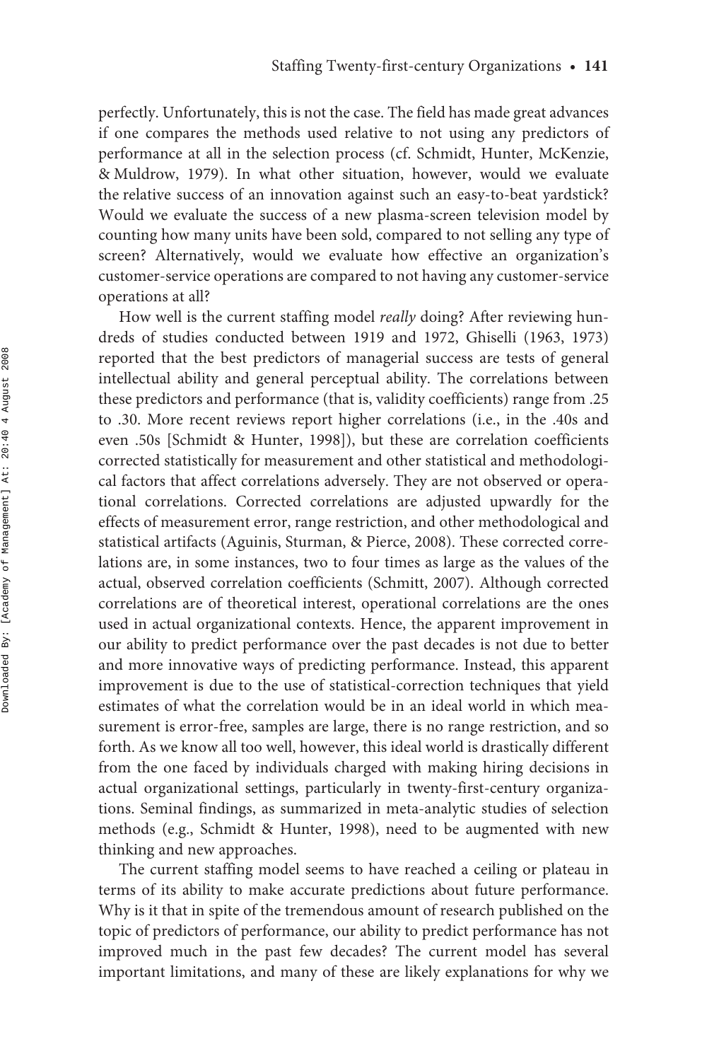perfectly. Unfortunately, this is not the case. The field has made great advances if one compares the methods used relative to not using any predictors of performance at all in the selection process (cf. Schmidt, Hunter, McKenzie, & Muldrow, 1979). In what other situation, however, would we evaluate the relative success of an innovation against such an easy-to-beat yardstick? Would we evaluate the success of a new plasma-screen television model by counting how many units have been sold, compared to not selling any type of screen? Alternatively, would we evaluate how effective an organization's customer-service operations are compared to not having any customer-service operations at all?

How well is the current staffing model *really* doing? After reviewing hundreds of studies conducted between 1919 and 1972, Ghiselli (1963, 1973) reported that the best predictors of managerial success are tests of general intellectual ability and general perceptual ability. The correlations between these predictors and performance (that is, validity coefficients) range from .25 to .30. More recent reviews report higher correlations (i.e., in the .40s and even .50s [Schmidt & Hunter, 1998]), but these are correlation coefficients corrected statistically for measurement and other statistical and methodological factors that affect correlations adversely. They are not observed or operational correlations. Corrected correlations are adjusted upwardly for the effects of measurement error, range restriction, and other methodological and statistical artifacts (Aguinis, Sturman, & Pierce, 2008). These corrected correlations are, in some instances, two to four times as large as the values of the actual, observed correlation coefficients (Schmitt, 2007). Although corrected correlations are of theoretical interest, operational correlations are the ones used in actual organizational contexts. Hence, the apparent improvement in our ability to predict performance over the past decades is not due to better and more innovative ways of predicting performance. Instead, this apparent improvement is due to the use of statistical-correction techniques that yield estimates of what the correlation would be in an ideal world in which measurement is error-free, samples are large, there is no range restriction, and so forth. As we know all too well, however, this ideal world is drastically different from the one faced by individuals charged with making hiring decisions in actual organizational settings, particularly in twenty-first-century organizations. Seminal findings, as summarized in meta-analytic studies of selection methods (e.g., Schmidt & Hunter, 1998), need to be augmented with new thinking and new approaches.

The current staffing model seems to have reached a ceiling or plateau in terms of its ability to make accurate predictions about future performance. Why is it that in spite of the tremendous amount of research published on the topic of predictors of performance, our ability to predict performance has not improved much in the past few decades? The current model has several important limitations, and many of these are likely explanations for why we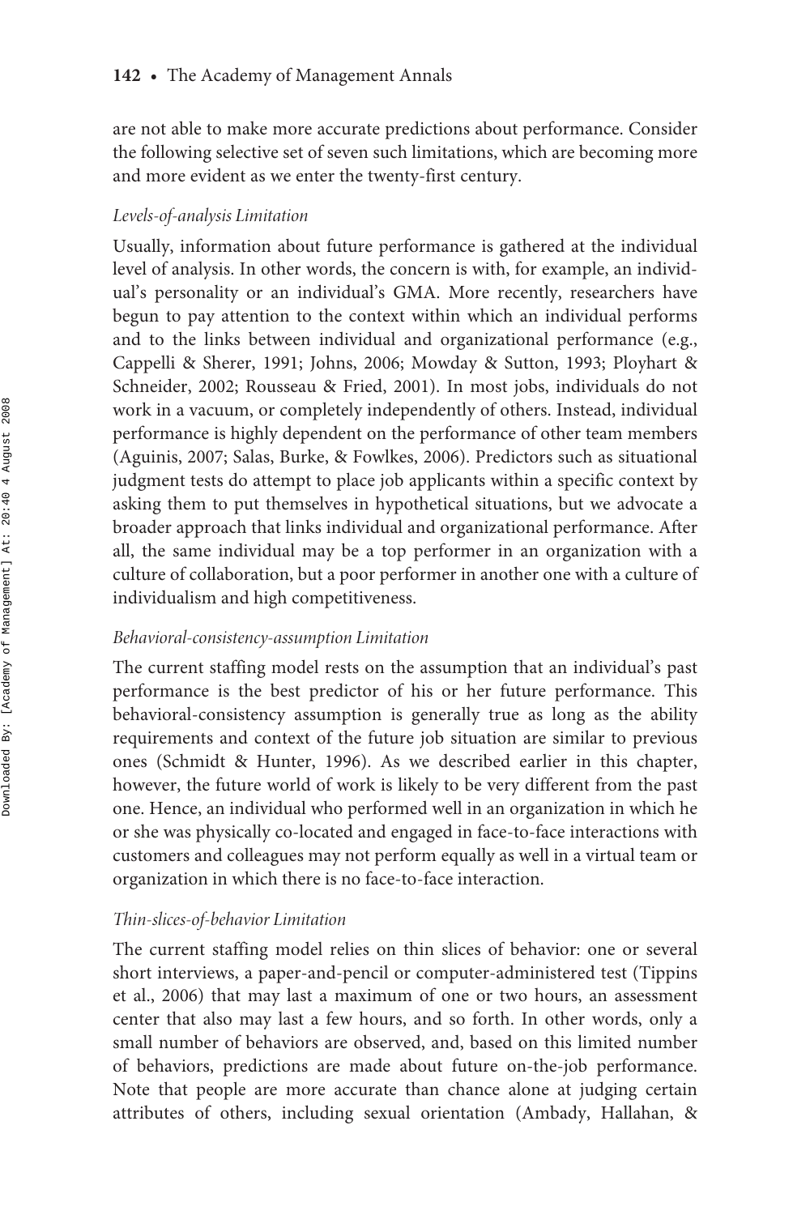are not able to make more accurate predictions about performance. Consider the following selective set of seven such limitations, which are becoming more and more evident as we enter the twenty-first century.

*Levels-of-analysis Limitation*

Usually, information about future performance is gathered at the individual level of analysis. In other words, the concern is with, for example, an individual's personality or an individual's GMA. More recently, researchers have begun to pay attention to the context within which an individual performs and to the links between individual and organizational performance (e.g., Cappelli & Sherer, 1991; Johns, 2006; Mowday & Sutton, 1993; Ployhart & Schneider, 2002; Rousseau & Fried, 2001). In most jobs, individuals do not work in a vacuum, or completely independently of others. Instead, individual performance is highly dependent on the performance of other team members (Aguinis, 2007; Salas, Burke, & Fowlkes, 2006). Predictors such as situational judgment tests do attempt to place job applicants within a specific context by asking them to put themselves in hypothetical situations, but we advocate a broader approach that links individual and organizational performance. After all, the same individual may be a top performer in an organization with a culture of collaboration, but a poor performer in another one with a culture of individualism and high competitiveness.

*Behavioral-consistency-assumption Limitation*

The current staffing model rests on the assumption that an individual's past performance is the best predictor of his or her future performance. This behavioral-consistency assumption is generally true as long as the ability requirements and context of the future job situation are similar to previous ones (Schmidt & Hunter, 1996). As we described earlier in this chapter, however, the future world of work is likely to be very different from the past one. Hence, an individual who performed well in an organization in which he or she was physically co-located and engaged in face-to-face interactions with customers and colleagues may not perform equally as well in a virtual team or organization in which there is no face-to-face interaction.

*Thin-slices-of-behavior Limitation*

The current staffing model relies on thin slices of behavior: one or several short interviews, a paper-and-pencil or computer-administered test (Tippins et al., 2006) that may last a maximum of one or two hours, an assessment center that also may last a few hours, and so forth. In other words, only a small number of behaviors are observed, and, based on this limited number of behaviors, predictions are made about future on-the-job performance. Note that people are more accurate than chance alone at judging certain attributes of others, including sexual orientation (Ambady, Hallahan, &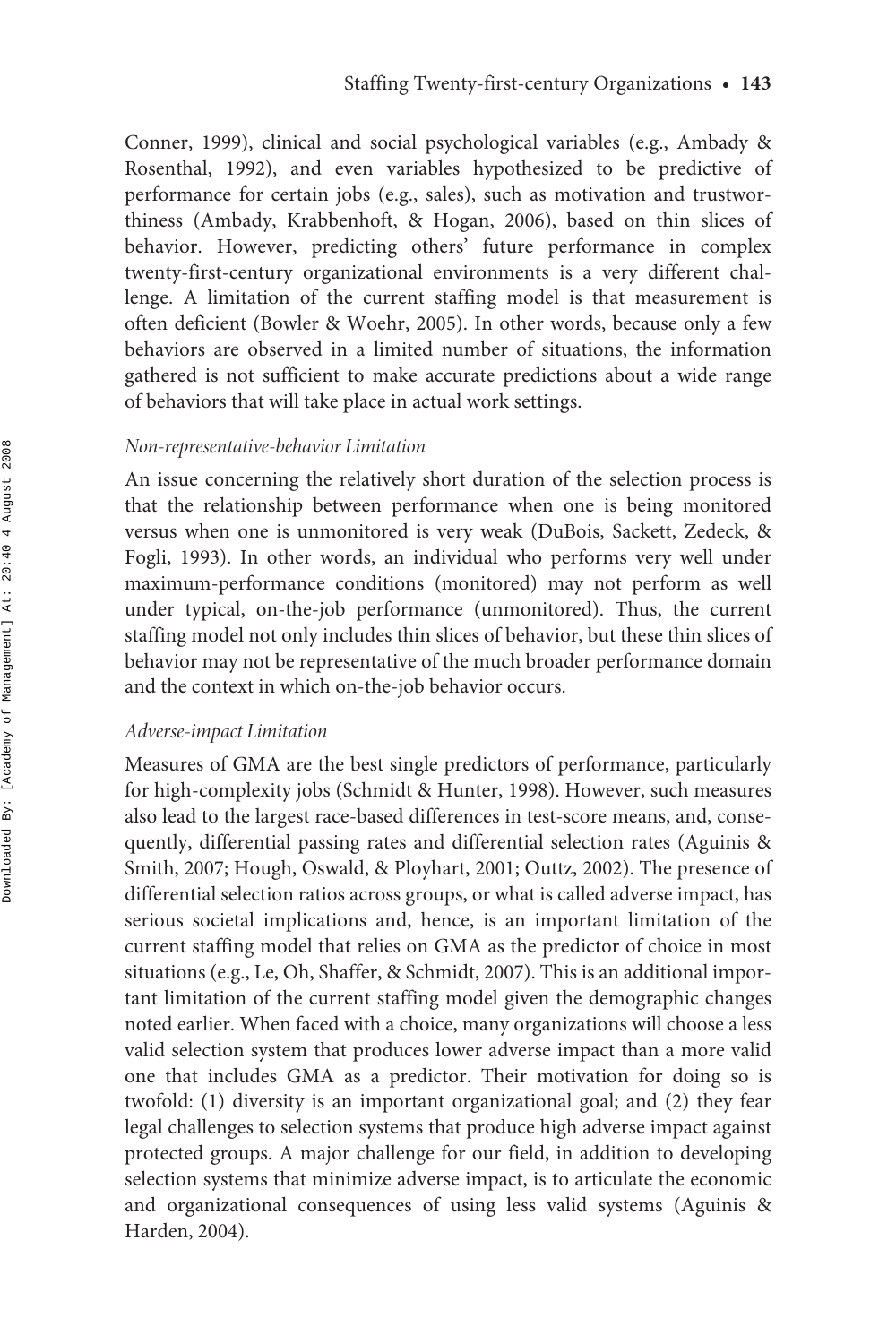Conner, 1999), clinical and social psychological variables (e.g., Ambady & Rosenthal, 1992), and even variables hypothesized to be predictive of performance for certain jobs (e.g., sales), such as motivation and trustworthiness (Ambady, Krabbenhoft, & Hogan, 2006), based on thin slices of behavior. However, predicting others' future performance in complex twenty-first-century organizational environments is a very different challenge. A limitation of the current staffing model is that measurement is often deficient (Bowler & Woehr, 2005). In other words, because only a few behaviors are observed in a limited number of situations, the information gathered is not sufficient to make accurate predictions about a wide range of behaviors that will take place in actual work settings.

### *Non-representative-behavior Limitation*

An issue concerning the relatively short duration of the selection process is that the relationship between performance when one is being monitored versus when one is unmonitored is very weak (DuBois, Sackett, Zedeck, & Fogli, 1993). In other words, an individual who performs very well under maximum-performance conditions (monitored) may not perform as well under typical, on-the-job performance (unmonitored). Thus, the current staffing model not only includes thin slices of behavior, but these thin slices of behavior may not be representative of the much broader performance domain and the context in which on-the-job behavior occurs.

### *Adverse-impact Limitation*

Measures of GMA are the best single predictors of performance, particularly for high-complexity jobs (Schmidt & Hunter, 1998). However, such measures also lead to the largest race-based differences in test-score means, and, consequently, differential passing rates and differential selection rates (Aguinis & Smith, 2007; Hough, Oswald, & Ployhart, 2001; Outtz, 2002). The presence of differential selection ratios across groups, or what is called adverse impact, has serious societal implications and, hence, is an important limitation of the current staffing model that relies on GMA as the predictor of choice in most situations (e.g., Le, Oh, Shaffer, & Schmidt, 2007). This is an additional important limitation of the current staffing model given the demographic changes noted earlier. When faced with a choice, many organizations will choose a less valid selection system that produces lower adverse impact than a more valid one that includes GMA as a predictor. Their motivation for doing so is twofold: (1) diversity is an important organizational goal; and (2) they fear legal challenges to selection systems that produce high adverse impact against protected groups. A major challenge for our field, in addition to developing selection systems that minimize adverse impact, is to articulate the economic and organizational consequences of using less valid systems (Aguinis & Harden, 2004).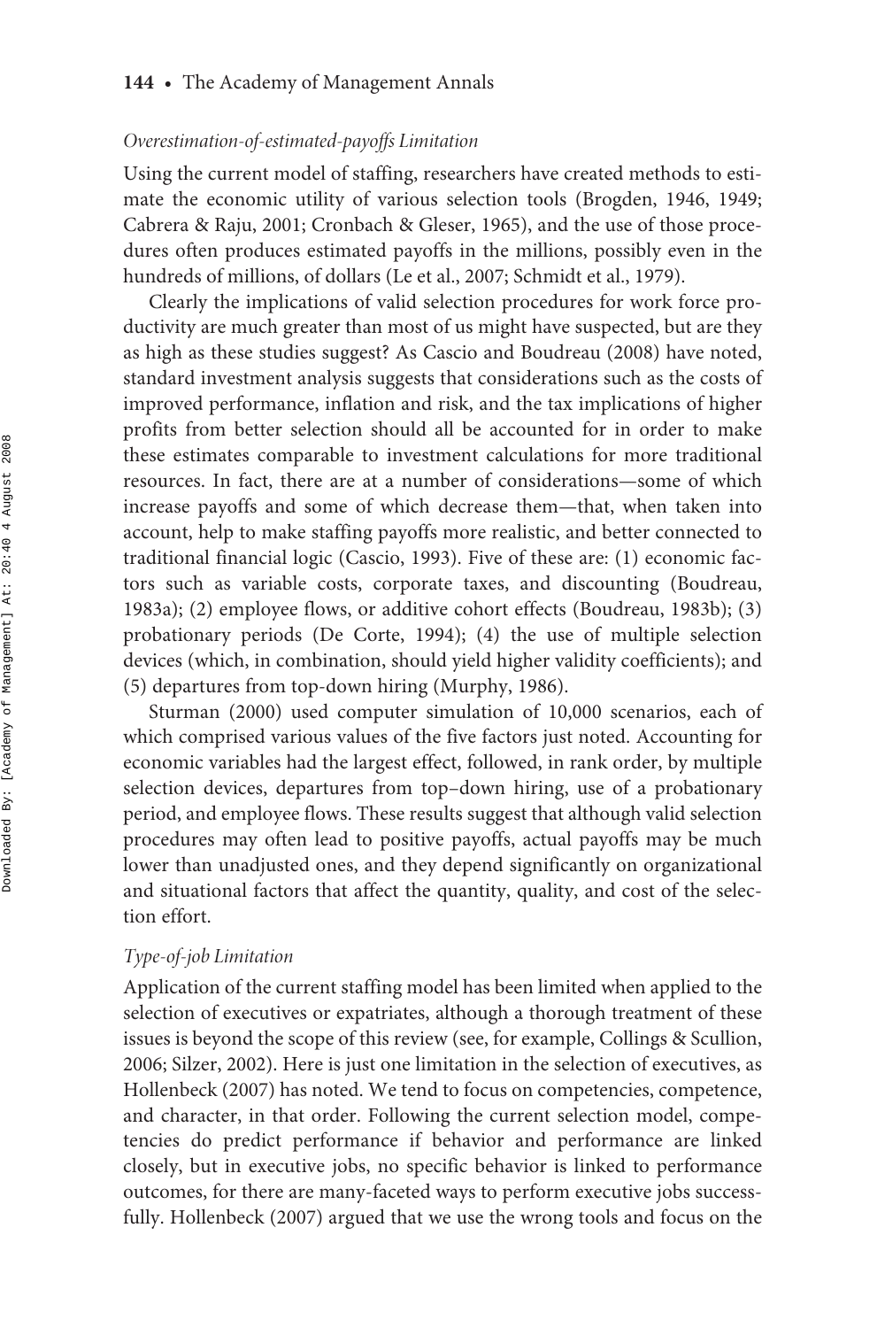*Overestimation-of-estimated-payoffs Limitation*

Using the current model of staffing, researchers have created methods to estimate the economic utility of various selection tools (Brogden, 1946, 1949; Cabrera & Raju, 2001; Cronbach & Gleser, 1965), and the use of those procedures often produces estimated payoffs in the millions, possibly even in the hundreds of millions, of dollars (Le et al., 2007; Schmidt et al., 1979).

Clearly the implications of valid selection procedures for work force productivity are much greater than most of us might have suspected, but are they as high as these studies suggest? As Cascio and Boudreau (2008) have noted, standard investment analysis suggests that considerations such as the costs of improved performance, inflation and risk, and the tax implications of higher profits from better selection should all be accounted for in order to make these estimates comparable to investment calculations for more traditional resources. In fact, there are at a number of considerations—some of which increase payoffs and some of which decrease them—that, when taken into account, help to make staffing payoffs more realistic, and better connected to traditional financial logic (Cascio, 1993). Five of these are: (1) economic factors such as variable costs, corporate taxes, and discounting (Boudreau, 1983a); (2) employee flows, or additive cohort effects (Boudreau, 1983b); (3) probationary periods (De Corte, 1994); (4) the use of multiple selection devices (which, in combination, should yield higher validity coefficients); and (5) departures from top-down hiring (Murphy, 1986).

Sturman (2000) used computer simulation of 10,000 scenarios, each of which comprised various values of the five factors just noted. Accounting for economic variables had the largest effect, followed, in rank order, by multiple selection devices, departures from top–down hiring, use of a probationary period, and employee flows. These results suggest that although valid selection procedures may often lead to positive payoffs, actual payoffs may be much lower than unadjusted ones, and they depend significantly on organizational and situational factors that affect the quantity, quality, and cost of the selection effort.

*Type-of-job Limitation*

Application of the current staffing model has been limited when applied to the selection of executives or expatriates, although a thorough treatment of these issues is beyond the scope of this review (see, for example, Collings & Scullion, 2006; Silzer, 2002). Here is just one limitation in the selection of executives, as Hollenbeck (2007) has noted. We tend to focus on competencies, competence, and character, in that order. Following the current selection model, competencies do predict performance if behavior and performance are linked closely, but in executive jobs, no specific behavior is linked to performance outcomes, for there are many-faceted ways to perform executive jobs successfully. Hollenbeck (2007) argued that we use the wrong tools and focus on the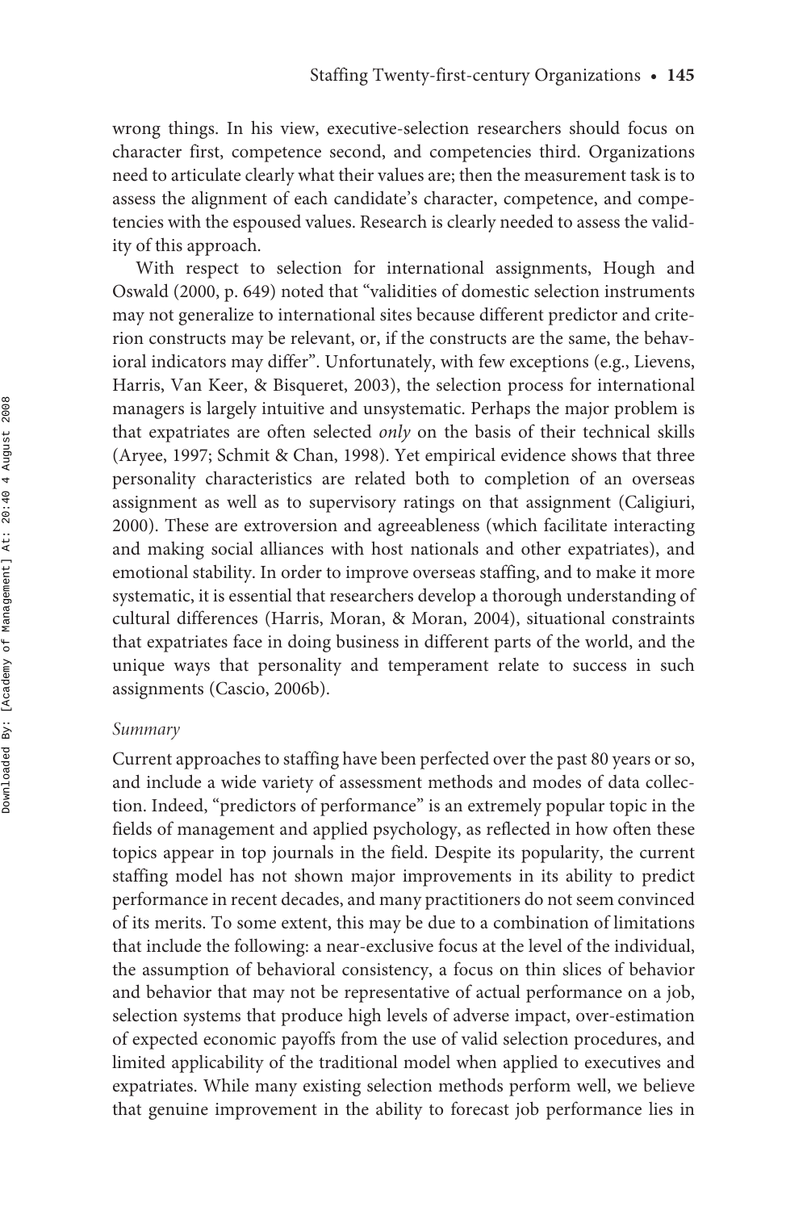wrong things. In his view, executive-selection researchers should focus on character first, competence second, and competencies third. Organizations need to articulate clearly what their values are; then the measurement task is to assess the alignment of each candidate's character, competence, and competencies with the espoused values. Research is clearly needed to assess the validity of this approach.

With respect to selection for international assignments, Hough and Oswald (2000, p. 649) noted that "validities of domestic selection instruments may not generalize to international sites because different predictor and criterion constructs may be relevant, or, if the constructs are the same, the behavioral indicators may differ". Unfortunately, with few exceptions (e.g., Lievens, Harris, Van Keer, & Bisqueret, 2003), the selection process for international managers is largely intuitive and unsystematic. Perhaps the major problem is that expatriates are often selected *only* on the basis of their technical skills (Aryee, 1997; Schmit & Chan, 1998). Yet empirical evidence shows that three personality characteristics are related both to completion of an overseas assignment as well as to supervisory ratings on that assignment (Caligiuri, 2000). These are extroversion and agreeableness (which facilitate interacting and making social alliances with host nationals and other expatriates), and emotional stability. In order to improve overseas staffing, and to make it more systematic, it is essential that researchers develop a thorough understanding of cultural differences (Harris, Moran, & Moran, 2004), situational constraints that expatriates face in doing business in different parts of the world, and the unique ways that personality and temperament relate to success in such assignments (Cascio, 2006b).

### *Summary*

Current approaches to staffing have been perfected over the past 80 years or so, and include a wide variety of assessment methods and modes of data collection. Indeed, "predictors of performance" is an extremely popular topic in the fields of management and applied psychology, as reflected in how often these topics appear in top journals in the field. Despite its popularity, the current staffing model has not shown major improvements in its ability to predict performance in recent decades, and many practitioners do not seem convinced of its merits. To some extent, this may be due to a combination of limitations that include the following: a near-exclusive focus at the level of the individual, the assumption of behavioral consistency, a focus on thin slices of behavior and behavior that may not be representative of actual performance on a job, selection systems that produce high levels of adverse impact, over-estimation of expected economic payoffs from the use of valid selection procedures, and limited applicability of the traditional model when applied to executives and expatriates. While many existing selection methods perform well, we believe that genuine improvement in the ability to forecast job performance lies in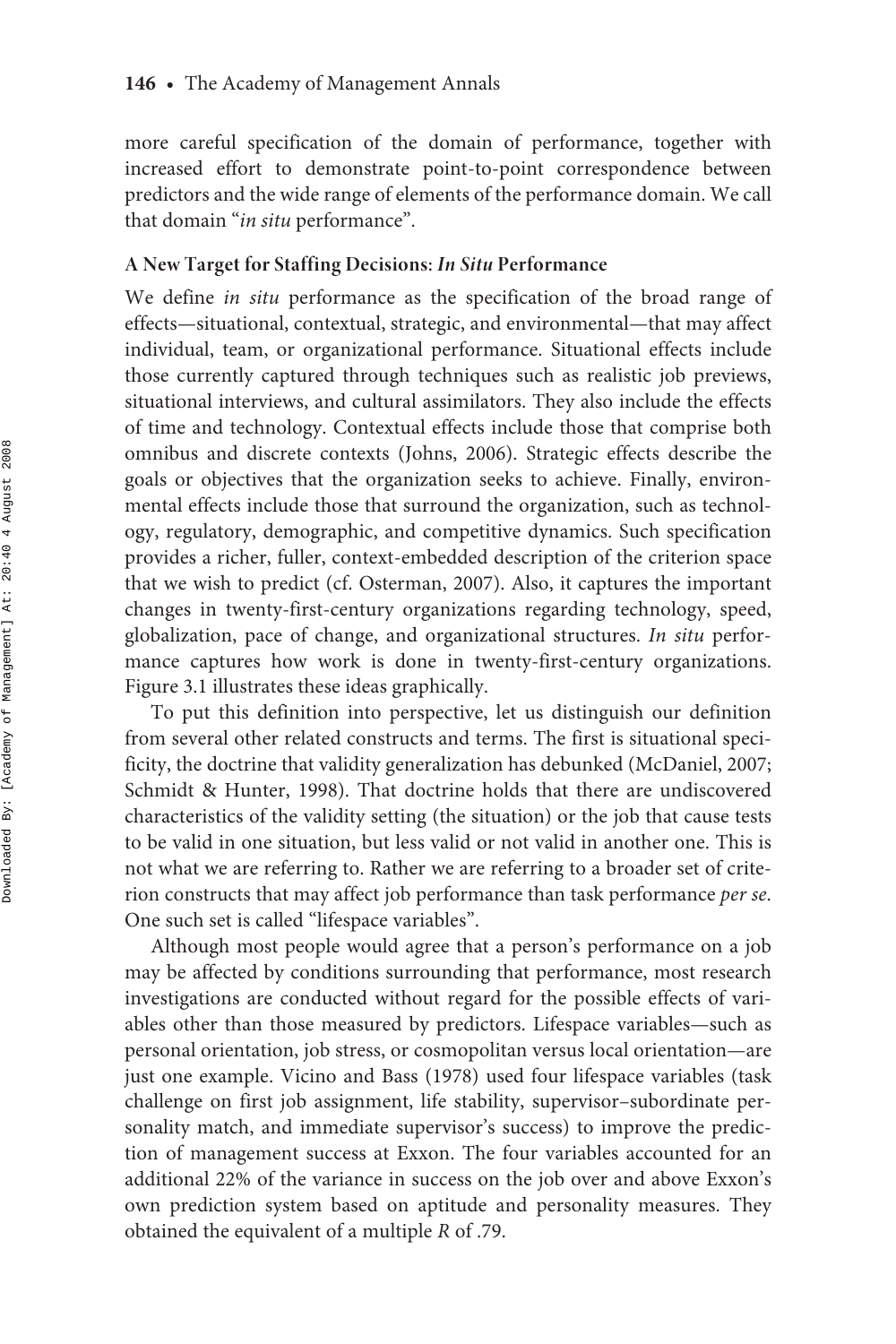more careful specification of the domain of performance, together with increased effort to demonstrate point-to-point correspondence between predictors and the wide range of elements of the performance domain. We call that domain "*in situ* performance".

### A New Target for Staffing Decisions: *In Situ* Performance

We define *in situ* performance as the specification of the broad range of effects—situational, contextual, strategic, and environmental—that may affect individual, team, or organizational performance. Situational effects include those currently captured through techniques such as realistic job previews, situational interviews, and cultural assimilators. They also include the effects of time and technology. Contextual effects include those that comprise both omnibus and discrete contexts (Johns, 2006). Strategic effects describe the goals or objectives that the organization seeks to achieve. Finally, environmental effects include those that surround the organization, such as technology, regulatory, demographic, and competitive dynamics. Such specification provides a richer, fuller, context-embedded description of the criterion space that we wish to predict (cf. Osterman, 2007). Also, it captures the important changes in twenty-first-century organizations regarding technology, speed, globalization, pace of change, and organizational structures. *In situ* performance captures how work is done in twenty-first-century organizations. Figure 3.1 illustrates these ideas graphically.

To put this definition into perspective, let us distinguish our definition from several other related constructs and terms. The first is situational specificity, the doctrine that validity generalization has debunked (McDaniel, 2007; Schmidt & Hunter, 1998). That doctrine holds that there are undiscovered characteristics of the validity setting (the situation) or the job that cause tests to be valid in one situation, but less valid or not valid in another one. This is not what we are referring to. Rather we are referring to a broader set of criterion constructs that may affect job performance than task performance *per se*. One such set is called "lifespace variables".

Although most people would agree that a person's performance on a job may be affected by conditions surrounding that performance, most research investigations are conducted without regard for the possible effects of variables other than those measured by predictors. Lifespace variables—such as personal orientation, job stress, or cosmopolitan versus local orientation—are just one example. Vicino and Bass (1978) used four lifespace variables (task challenge on first job assignment, life stability, supervisor–subordinate personality match, and immediate supervisor's success) to improve the prediction of management success at Exxon. The four variables accounted for an additional 22% of the variance in success on the job over and above Exxon's own prediction system based on aptitude and personality measures. They obtained the equivalent of a multiple $R$ of .79.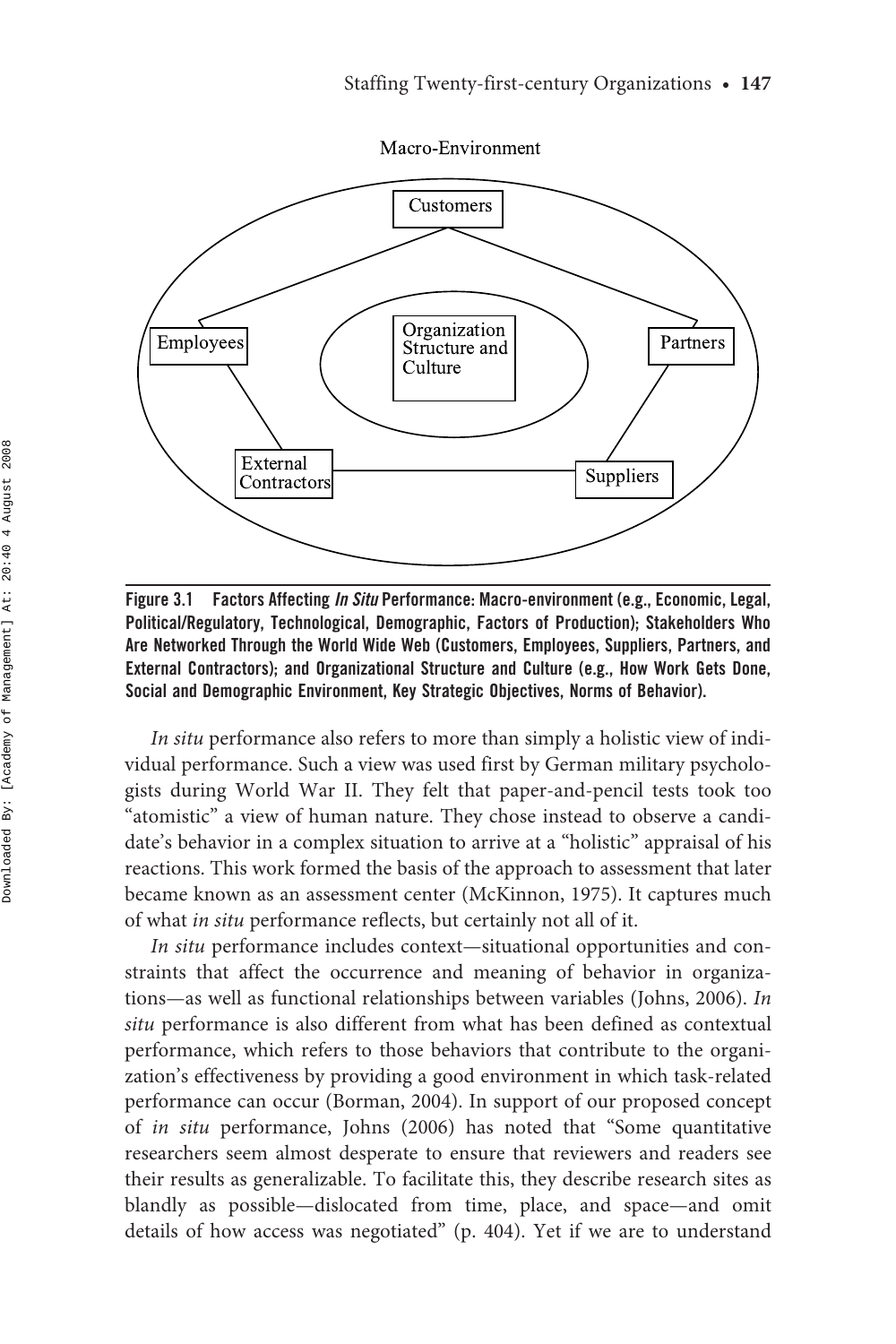**Figure 3.1 Factors Affecting *In Situ* Performance: Macro-environment (e.g., Economic, Legal, Political/Regulatory, Technological, Demographic, Factors of Production); Stakeholders Who Are Networked Through the World Wide Web (Customers, Employees, Suppliers, Partners, and External Contractors); and Organizational Structure and Culture (e.g., How Work Gets Done, Social and Demographic Environment, Key Strategic Objectives, Norms of Behavior).**

*In situ* performance also refers to more than simply a holistic view of individual performance. Such a view was used first by German military psychologists during World War II. They felt that paper-and-pencil tests took too "atomistic" a view of human nature. They chose instead to observe a candidate's behavior in a complex situation to arrive at a "holistic" appraisal of his reactions. This work formed the basis of the approach to assessment that later became known as an assessment center (McKinnon, 1975). It captures much of what *in situ* performance reflects, but certainly not all of it.

*In situ* performance includes context—situational opportunities and constraints that affect the occurrence and meaning of behavior in organizations—as well as functional relationships between variables (Johns, 2006). *In situ* performance is also different from what has been defined as contextual performance, which refers to those behaviors that contribute to the organization's effectiveness by providing a good environment in which task-related performance can occur (Borman, 2004). In support of our proposed concept of *in situ* performance, Johns (2006) has noted that "Some quantitative researchers seem almost desperate to ensure that reviewers and readers see their results as generalizable. To facilitate this, they describe research sites as blandly as possible—dislocated from time, place, and space—and omit details of how access was negotiated" (p. 404). Yet if we are to understand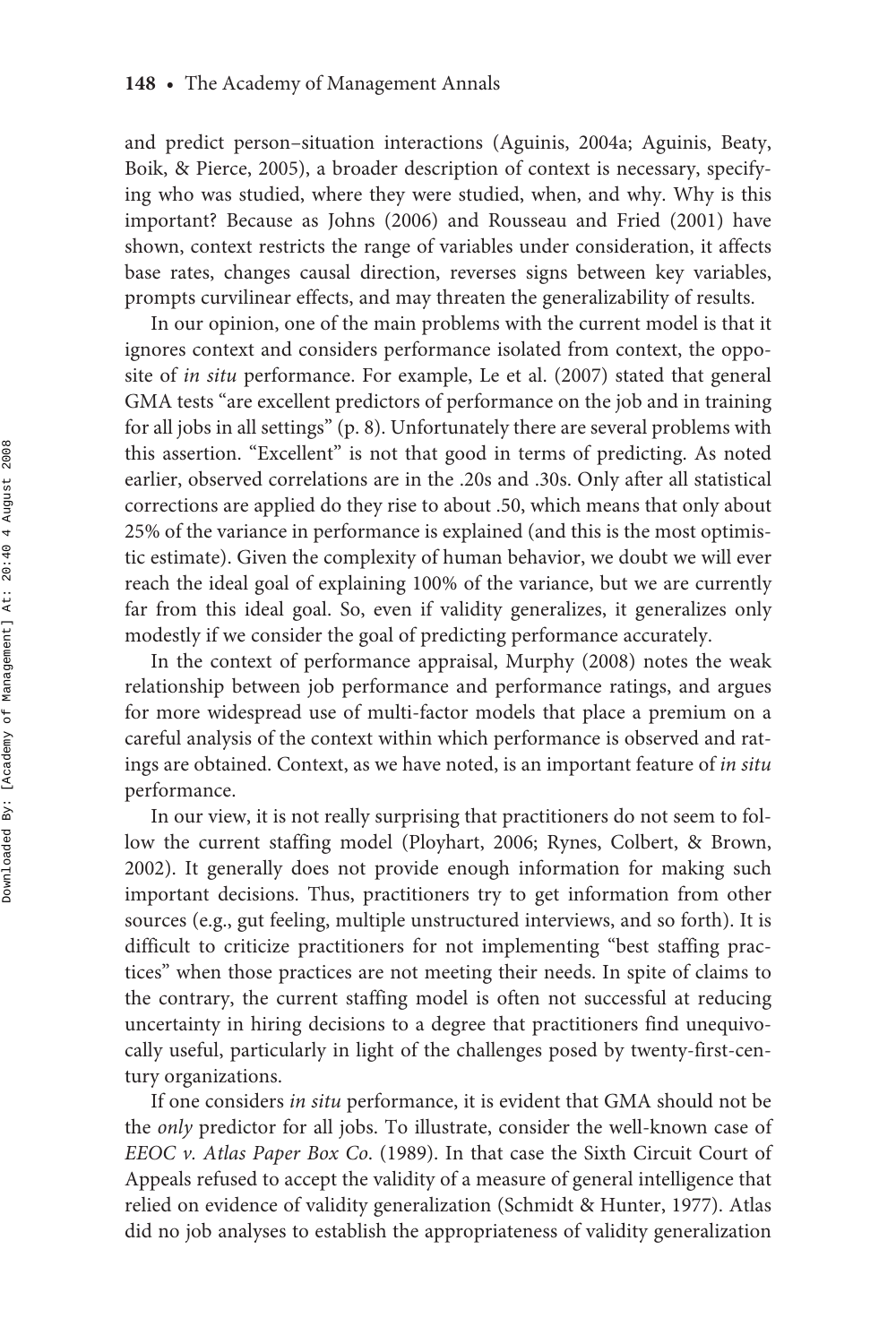and predict person–situation interactions (Aguinis, 2004a; Aguinis, Beaty, Boik, & Pierce, 2005), a broader description of context is necessary, specifying who was studied, where they were studied, when, and why. Why is this important? Because as Johns (2006) and Rousseau and Fried (2001) have shown, context restricts the range of variables under consideration, it affects base rates, changes causal direction, reverses signs between key variables, prompts curvilinear effects, and may threaten the generalizability of results.

In our opinion, one of the main problems with the current model is that it ignores context and considers performance isolated from context, the opposite of *in situ* performance. For example, Le et al. (2007) stated that general GMA tests "are excellent predictors of performance on the job and in training for all jobs in all settings" (p. 8). Unfortunately there are several problems with this assertion. "Excellent" is not that good in terms of predicting. As noted earlier, observed correlations are in the .20s and .30s. Only after all statistical corrections are applied do they rise to about .50, which means that only about 25% of the variance in performance is explained (and this is the most optimistic estimate). Given the complexity of human behavior, we doubt we will ever reach the ideal goal of explaining 100% of the variance, but we are currently far from this ideal goal. So, even if validity generalizes, it generalizes only modestly if we consider the goal of predicting performance accurately.

In the context of performance appraisal, Murphy (2008) notes the weak relationship between job performance and performance ratings, and argues for more widespread use of multi-factor models that place a premium on a careful analysis of the context within which performance is observed and ratings are obtained. Context, as we have noted, is an important feature of *in situ* performance.

In our view, it is not really surprising that practitioners do not seem to follow the current staffing model (Ployhart, 2006; Rynes, Colbert, & Brown, 2002). It generally does not provide enough information for making such important decisions. Thus, practitioners try to get information from other sources (e.g., gut feeling, multiple unstructured interviews, and so forth). It is difficult to criticize practitioners for not implementing "best staffing practices" when those practices are not meeting their needs. In spite of claims to the contrary, the current staffing model is often not successful at reducing uncertainty in hiring decisions to a degree that practitioners find unequivocally useful, particularly in light of the challenges posed by twenty-first-century organizations.

If one considers *in situ* performance, it is evident that GMA should not be the *only* predictor for all jobs. To illustrate, consider the well-known case of *EEOC v. Atlas Paper Box Co.* (1989). In that case the Sixth Circuit Court of Appeals refused to accept the validity of a measure of general intelligence that relied on evidence of validity generalization (Schmidt & Hunter, 1977). Atlas did no job analyses to establish the appropriateness of validity generalization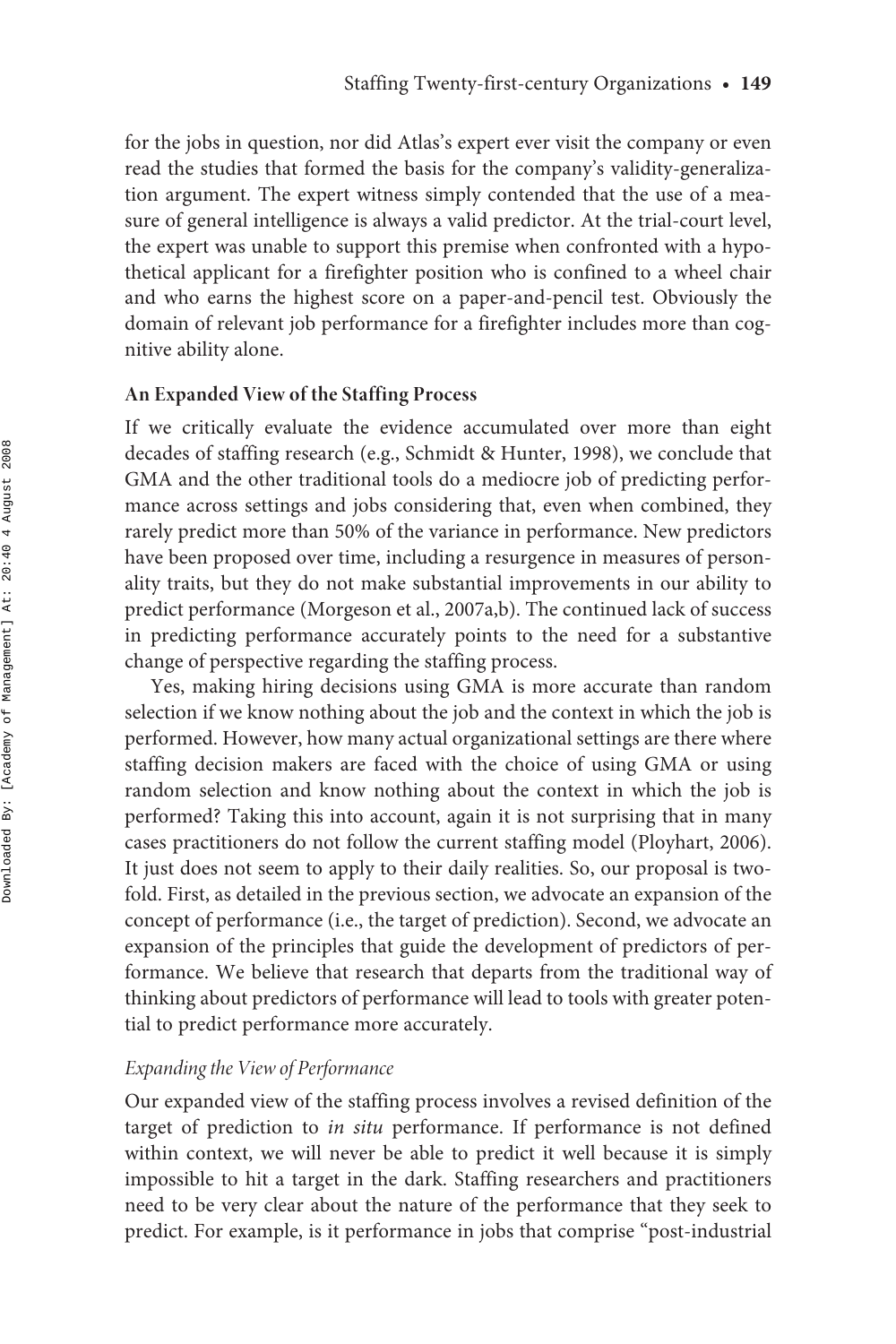for the jobs in question, nor did Atlas's expert ever visit the company or even read the studies that formed the basis for the company's validity-generalization argument. The expert witness simply contended that the use of a measure of general intelligence is always a valid predictor. At the trial-court level, the expert was unable to support this premise when confronted with a hypothetical applicant for a firefighter position who is confined to a wheel chair and who earns the highest score on a paper-and-pencil test. Obviously the domain of relevant job performance for a firefighter includes more than cognitive ability alone.

### An Expanded View of the Staffing Process

If we critically evaluate the evidence accumulated over more than eight decades of staffing research (e.g., Schmidt & Hunter, 1998), we conclude that GMA and the other traditional tools do a mediocre job of predicting performance across settings and jobs considering that, even when combined, they rarely predict more than 50% of the variance in performance. New predictors have been proposed over time, including a resurgence in measures of personality traits, but they do not make substantial improvements in our ability to predict performance (Morgeson et al., 2007a,b). The continued lack of success in predicting performance accurately points to the need for a substantive change of perspective regarding the staffing process.

Yes, making hiring decisions using GMA is more accurate than random selection if we know nothing about the job and the context in which the job is performed. However, how many actual organizational settings are there where staffing decision makers are faced with the choice of using GMA or using random selection and know nothing about the context in which the job is performed? Taking this into account, again it is not surprising that in many cases practitioners do not follow the current staffing model (Ployhart, 2006). It just does not seem to apply to their daily realities. So, our proposal is twofold. First, as detailed in the previous section, we advocate an expansion of the concept of performance (i.e., the target of prediction). Second, we advocate an expansion of the principles that guide the development of predictors of performance. We believe that research that departs from the traditional way of thinking about predictors of performance will lead to tools with greater potential to predict performance more accurately.

#### *Expanding the View of Performance*

Our expanded view of the staffing process involves a revised definition of the target of prediction to *in situ* performance. If performance is not defined within context, we will never be able to predict it well because it is simply impossible to hit a target in the dark. Staffing researchers and practitioners need to be very clear about the nature of the performance that they seek to predict. For example, is it performance in jobs that comprise "post-industrial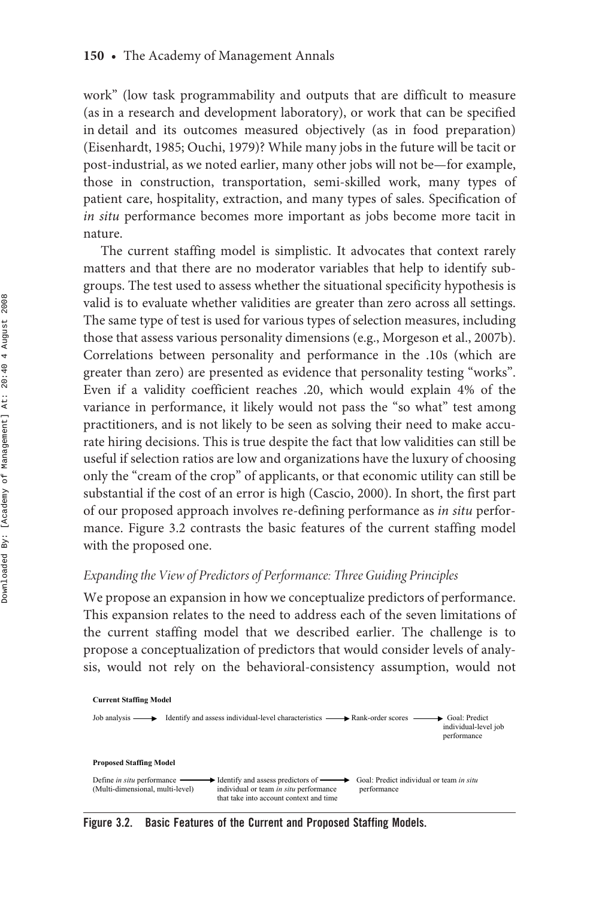work" (low task programmability and outputs that are difficult to measure (as in a research and development laboratory), or work that can be specified in detail and its outcomes measured objectively (as in food preparation) (Eisenhardt, 1985; Ouchi, 1979)? While many jobs in the future will be tacit or post-industrial, as we noted earlier, many other jobs will not be—for example, those in construction, transportation, semi-skilled work, many types of patient care, hospitality, extraction, and many types of sales. Specification of *in situ* performance becomes more important as jobs become more tacit in nature.

The current staffing model is simplistic. It advocates that context rarely matters and that there are no moderator variables that help to identify subgroups. The test used to assess whether the situational specificity hypothesis is valid is to evaluate whether validities are greater than zero across all settings. The same type of test is used for various types of selection measures, including those that assess various personality dimensions (e.g., Morgeson et al., 2007b). Correlations between personality and performance in the .10s (which are greater than zero) are presented as evidence that personality testing "works". Even if a validity coefficient reaches .20, which would explain 4% of the variance in performance, it likely would not pass the "so what" test among practitioners, and is not likely to be seen as solving their need to make accurate hiring decisions. This is true despite the fact that low validities can still be useful if selection ratios are low and organizations have the luxury of choosing only the "cream of the crop" of applicants, or that economic utility can still be substantial if the cost of an error is high (Cascio, 2000). In short, the first part of our proposed approach involves re-defining performance as *in situ* performance. Figure 3.2 contrasts the basic features of the current staffing model with the proposed one.

### *Expanding the View of Predictors of Performance: Three Guiding Principles*

We propose an expansion in how we conceptualize predictors of performance. This expansion relates to the need to address each of the seven limitations of the current staffing model that we described earlier. The challenge is to propose a conceptualization of predictors that would consider levels of analysis, would not rely on the behavioral-consistency assumption, would not

**Current Staffing Model**

Job analysis → Identify and assess individual-level characteristics → Rank-order scores → Goal: Predict individual-level job performance

**Proposed Staffing Model**

Define *in situ* performance (Multi-dimensional, multi-level) → Identify and assess predictors of individual or team *in situ* performance that take into account context and time → Goal: Predict individual or team *in situ* performance

**Figure 3.2. Basic Features of the Current and Proposed Staffing Models.**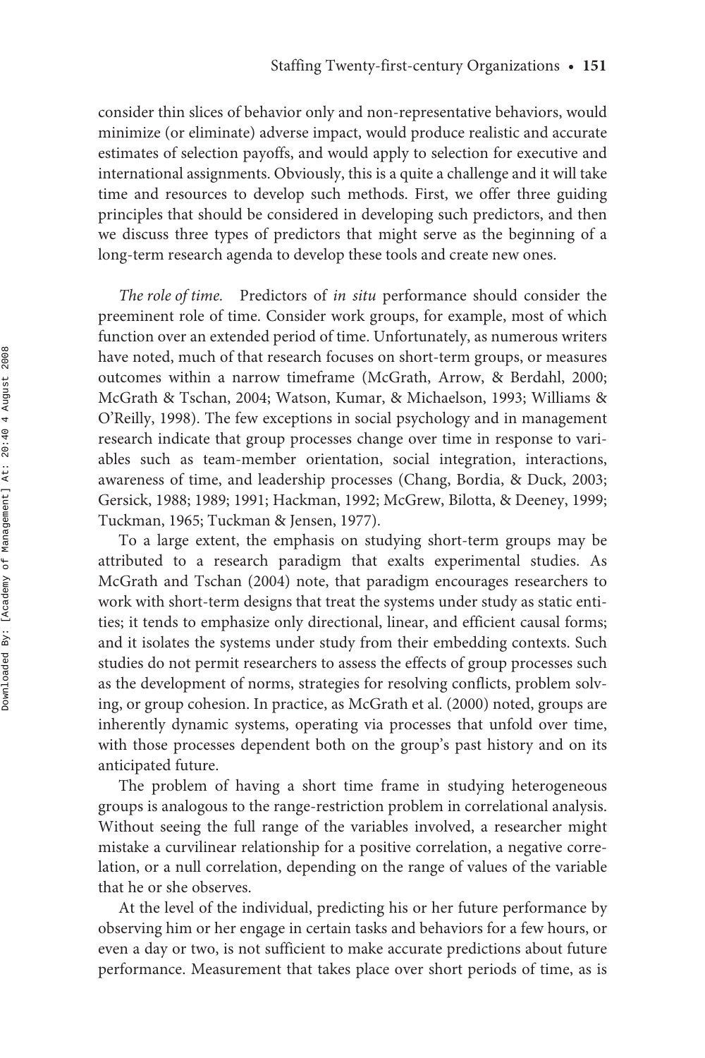consider thin slices of behavior only and non-representative behaviors, would minimize (or eliminate) adverse impact, would produce realistic and accurate estimates of selection payoffs, and would apply to selection for executive and international assignments. Obviously, this is a quite a challenge and it will take time and resources to develop such methods. First, we offer three guiding principles that should be considered in developing such predictors, and then we discuss three types of predictors that might serve as the beginning of a long-term research agenda to develop these tools and create new ones.

*The role of time.* Predictors of *in situ* performance should consider the preeminent role of time. Consider work groups, for example, most of which function over an extended period of time. Unfortunately, as numerous writers have noted, much of that research focuses on short-term groups, or measures outcomes within a narrow timeframe (McGrath, Arrow, & Berdahl, 2000; McGrath & Tschan, 2004; Watson, Kumar, & Michaelson, 1993; Williams & O'Reilly, 1998). The few exceptions in social psychology and in management research indicate that group processes change over time in response to variables such as team-member orientation, social integration, interactions, awareness of time, and leadership processes (Chang, Bordia, & Duck, 2003; Gersick, 1988; 1989; 1991; Hackman, 1992; McGrew, Bilotta, & Deeney, 1999; Tuckman, 1965; Tuckman & Jensen, 1977).

To a large extent, the emphasis on studying short-term groups may be attributed to a research paradigm that exalts experimental studies. As McGrath and Tschan (2004) note, that paradigm encourages researchers to work with short-term designs that treat the systems under study as static entities; it tends to emphasize only directional, linear, and efficient causal forms; and it isolates the systems under study from their embedding contexts. Such studies do not permit researchers to assess the effects of group processes such as the development of norms, strategies for resolving conflicts, problem solving, or group cohesion. In practice, as McGrath et al. (2000) noted, groups are inherently dynamic systems, operating via processes that unfold over time, with those processes dependent both on the group's past history and on its anticipated future.

The problem of having a short time frame in studying heterogeneous groups is analogous to the range-restriction problem in correlational analysis. Without seeing the full range of the variables involved, a researcher might mistake a curvilinear relationship for a positive correlation, a negative correlation, or a null correlation, depending on the range of values of the variable that he or she observes.

At the level of the individual, predicting his or her future performance by observing him or her engage in certain tasks and behaviors for a few hours, or even a day or two, is not sufficient to make accurate predictions about future performance. Measurement that takes place over short periods of time, as is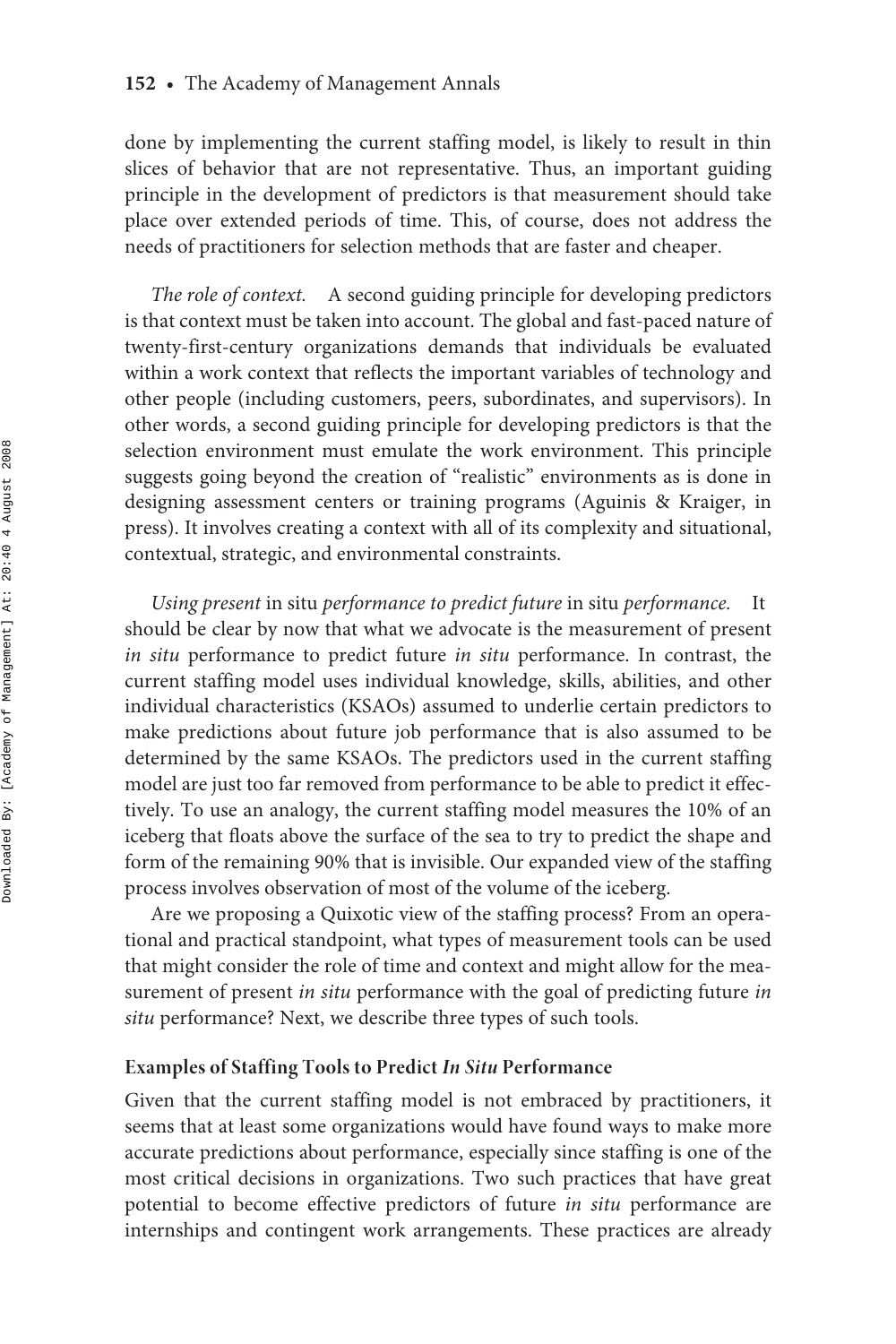done by implementing the current staffing model, is likely to result in thin slices of behavior that are not representative. Thus, an important guiding principle in the development of predictors is that measurement should take place over extended periods of time. This, of course, does not address the needs of practitioners for selection methods that are faster and cheaper.

*The role of context.* A second guiding principle for developing predictors is that context must be taken into account. The global and fast-paced nature of twenty-first-century organizations demands that individuals be evaluated within a work context that reflects the important variables of technology and other people (including customers, peers, subordinates, and supervisors). In other words, a second guiding principle for developing predictors is that the selection environment must emulate the work environment. This principle suggests going beyond the creation of "realistic" environments as is done in designing assessment centers or training programs (Aguinis & Kraiger, in press). It involves creating a context with all of its complexity and situational, contextual, strategic, and environmental constraints.

*Using present* in situ *performance to predict future* in situ *performance.* It should be clear by now that what we advocate is the measurement of present *in situ* performance to predict future *in situ* performance. In contrast, the current staffing model uses individual knowledge, skills, abilities, and other individual characteristics (KSAOs) assumed to underlie certain predictors to make predictions about future job performance that is also assumed to be determined by the same KSAOs. The predictors used in the current staffing model are just too far removed from performance to be able to predict it effectively. To use an analogy, the current staffing model measures the 10% of an iceberg that floats above the surface of the sea to try to predict the shape and form of the remaining 90% that is invisible. Our expanded view of the staffing process involves observation of most of the volume of the iceberg.

Are we proposing a Quixotic view of the staffing process? From an operational and practical standpoint, what types of measurement tools can be used that might consider the role of time and context and might allow for the measurement of present *in situ* performance with the goal of predicting future *in situ* performance? Next, we describe three types of such tools.

### Examples of Staffing Tools to Predict *In Situ* Performance

Given that the current staffing model is not embraced by practitioners, it seems that at least some organizations would have found ways to make more accurate predictions about performance, especially since staffing is one of the most critical decisions in organizations. Two such practices that have great potential to become effective predictors of future *in situ* performance are internships and contingent work arrangements. These practices are already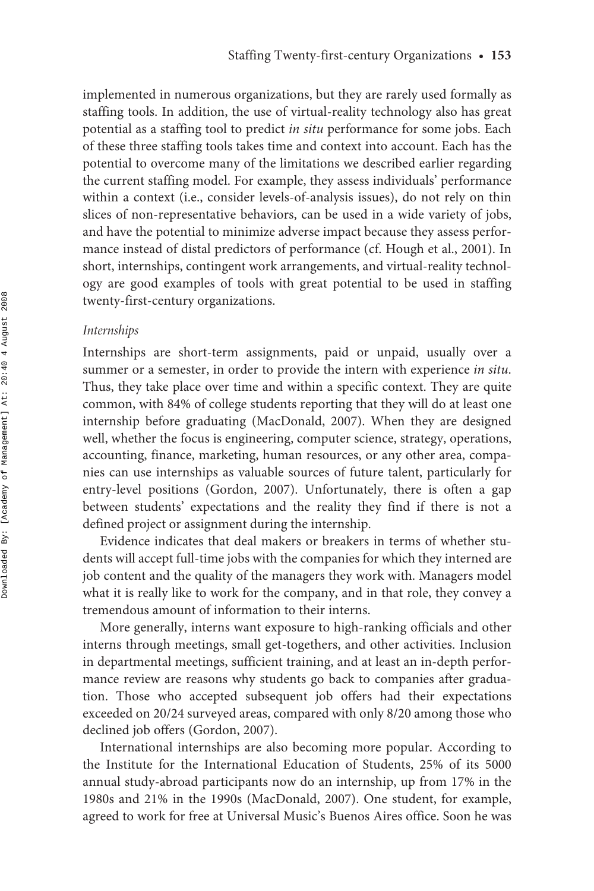implemented in numerous organizations, but they are rarely used formally as staffing tools. In addition, the use of virtual-reality technology also has great potential as a staffing tool to predict *in situ* performance for some jobs. Each of these three staffing tools takes time and context into account. Each has the potential to overcome many of the limitations we described earlier regarding the current staffing model. For example, they assess individuals' performance within a context (i.e., consider levels-of-analysis issues), do not rely on thin slices of non-representative behaviors, can be used in a wide variety of jobs, and have the potential to minimize adverse impact because they assess performance instead of distal predictors of performance (cf. Hough et al., 2001). In short, internships, contingent work arrangements, and virtual-reality technology are good examples of tools with great potential to be used in staffing twenty-first-century organizations.

### *Internships*

Internships are short-term assignments, paid or unpaid, usually over a summer or a semester, in order to provide the intern with experience *in situ*. Thus, they take place over time and within a specific context. They are quite common, with 84% of college students reporting that they will do at least one internship before graduating (MacDonald, 2007). When they are designed well, whether the focus is engineering, computer science, strategy, operations, accounting, finance, marketing, human resources, or any other area, companies can use internships as valuable sources of future talent, particularly for entry-level positions (Gordon, 2007). Unfortunately, there is often a gap between students' expectations and the reality they find if there is not a defined project or assignment during the internship.

Evidence indicates that deal makers or breakers in terms of whether students will accept full-time jobs with the companies for which they interned are job content and the quality of the managers they work with. Managers model what it is really like to work for the company, and in that role, they convey a tremendous amount of information to their interns.

More generally, interns want exposure to high-ranking officials and other interns through meetings, small get-togethers, and other activities. Inclusion in departmental meetings, sufficient training, and at least an in-depth performance review are reasons why students go back to companies after graduation. Those who accepted subsequent job offers had their expectations exceeded on 20/24 surveyed areas, compared with only 8/20 among those who declined job offers (Gordon, 2007).

International internships are also becoming more popular. According to the Institute for the International Education of Students, 25% of its 5000 annual study-abroad participants now do an internship, up from 17% in the 1980s and 21% in the 1990s (MacDonald, 2007). One student, for example, agreed to work for free at Universal Music's Buenos Aires office. Soon he was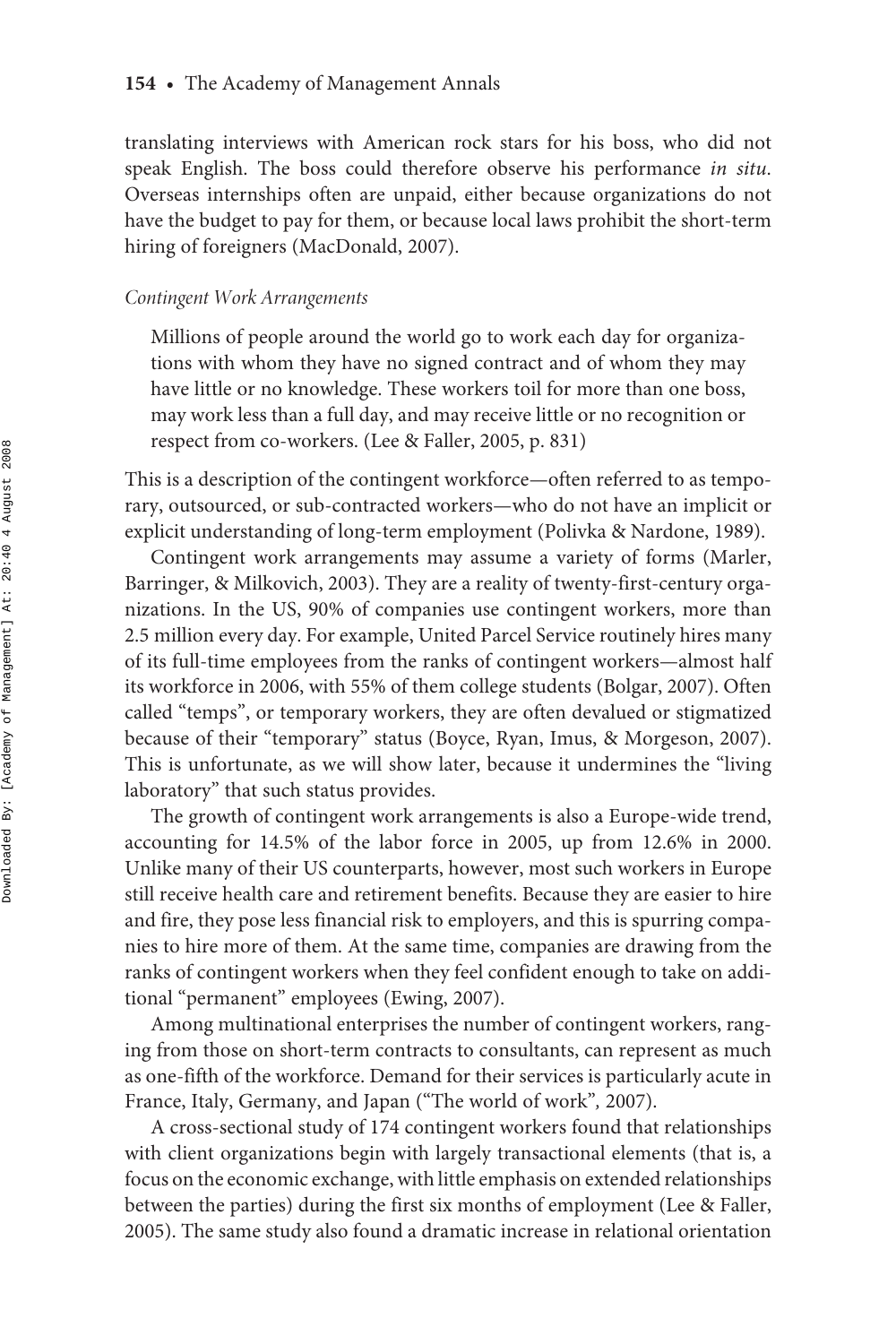translating interviews with American rock stars for his boss, who did not speak English. The boss could therefore observe his performance *in situ*. Overseas internships often are unpaid, either because organizations do not have the budget to pay for them, or because local laws prohibit the short-term hiring of foreigners (MacDonald, 2007).

### *Contingent Work Arrangements*

> Millions of people around the world go to work each day for organizations with whom they have no signed contract and of whom they may have little or no knowledge. These workers toil for more than one boss, may work less than a full day, and may receive little or no recognition or respect from co-workers. (Lee & Faller, 2005, p. 831)

This is a description of the contingent workforce—often referred to as temporary, outsourced, or sub-contracted workers—who do not have an implicit or explicit understanding of long-term employment (Polivka & Nardone, 1989).

Contingent work arrangements may assume a variety of forms (Marler, Barringer, & Milkovich, 2003). They are a reality of twenty-first-century organizations. In the US, 90% of companies use contingent workers, more than 2.5 million every day. For example, United Parcel Service routinely hires many of its full-time employees from the ranks of contingent workers—almost half its workforce in 2006, with 55% of them college students (Bolgar, 2007). Often called "temps", or temporary workers, they are often devalued or stigmatized because of their "temporary" status (Boyce, Ryan, Imus, & Morgeson, 2007). This is unfortunate, as we will show later, because it undermines the "living laboratory" that such status provides.

The growth of contingent work arrangements is also a Europe-wide trend, accounting for 14.5% of the labor force in 2005, up from 12.6% in 2000. Unlike many of their US counterparts, however, most such workers in Europe still receive health care and retirement benefits. Because they are easier to hire and fire, they pose less financial risk to employers, and this is spurring companies to hire more of them. At the same time, companies are drawing from the ranks of contingent workers when they feel confident enough to take on additional "permanent" employees (Ewing, 2007).

Among multinational enterprises the number of contingent workers, ranging from those on short-term contracts to consultants, can represent as much as one-fifth of the workforce. Demand for their services is particularly acute in France, Italy, Germany, and Japan ("The world of work", 2007).

A cross-sectional study of 174 contingent workers found that relationships with client organizations begin with largely transactional elements (that is, a focus on the economic exchange, with little emphasis on extended relationships between the parties) during the first six months of employment (Lee & Faller, 2005). The same study also found a dramatic increase in relational orientation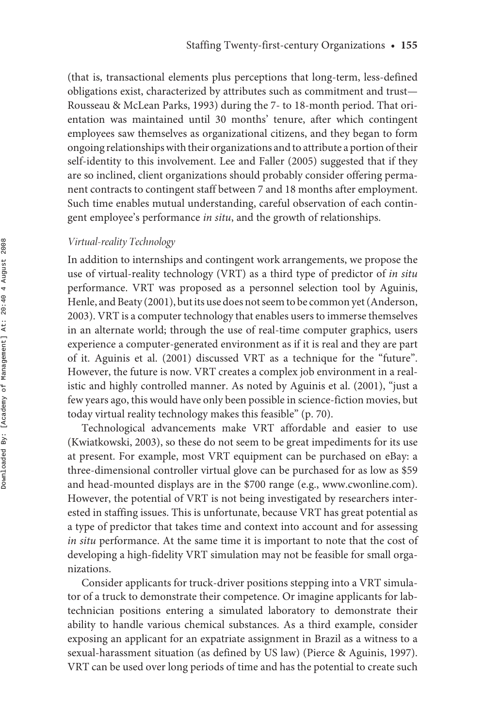(that is, transactional elements plus perceptions that long-term, less-defined obligations exist, characterized by attributes such as commitment and trust—Rousseau & McLean Parks, 1993) during the 7- to 18-month period. That orientation was maintained until 30 months' tenure, after which contingent employees saw themselves as organizational citizens, and they began to form ongoing relationships with their organizations and to attribute a portion of their self-identity to this involvement. Lee and Faller (2005) suggested that if they are so inclined, client organizations should probably consider offering permanent contracts to contingent staff between 7 and 18 months after employment. Such time enables mutual understanding, careful observation of each contingent employee's performance *in situ*, and the growth of relationships.

### *Virtual-reality Technology*

In addition to internships and contingent work arrangements, we propose the use of virtual-reality technology (VRT) as a third type of predictor of *in situ* performance. VRT was proposed as a personnel selection tool by Aguinis, Henle, and Beaty (2001), but its use does not seem to be common yet (Anderson, 2003). VRT is a computer technology that enables users to immerse themselves in an alternate world; through the use of real-time computer graphics, users experience a computer-generated environment as if it is real and they are part of it. Aguinis et al. (2001) discussed VRT as a technique for the "future". However, the future is now. VRT creates a complex job environment in a realistic and highly controlled manner. As noted by Aguinis et al. (2001), "just a few years ago, this would have only been possible in science-fiction movies, but today virtual reality technology makes this feasible" (p. 70).

Technological advancements make VRT affordable and easier to use (Kwiatkowski, 2003), so these do not seem to be great impediments for its use at present. For example, most VRT equipment can be purchased on eBay: a three-dimensional controller virtual glove can be purchased for as low as $59 and head-mounted displays are in the $700 range (e.g., www.cwonline.com). However, the potential of VRT is not being investigated by researchers interested in staffing issues. This is unfortunate, because VRT has great potential as a type of predictor that takes time and context into account and for assessing *in situ* performance. At the same time it is important to note that the cost of developing a high-fidelity VRT simulation may not be feasible for small organizations.

Consider applicants for truck-driver positions stepping into a VRT simulator of a truck to demonstrate their competence. Or imagine applicants for lab-technician positions entering a simulated laboratory to demonstrate their ability to handle various chemical substances. As a third example, consider exposing an applicant for an expatriate assignment in Brazil as a witness to a sexual-harassment situation (as defined by US law) (Pierce & Aguinis, 1997). VRT can be used over long periods of time and has the potential to create such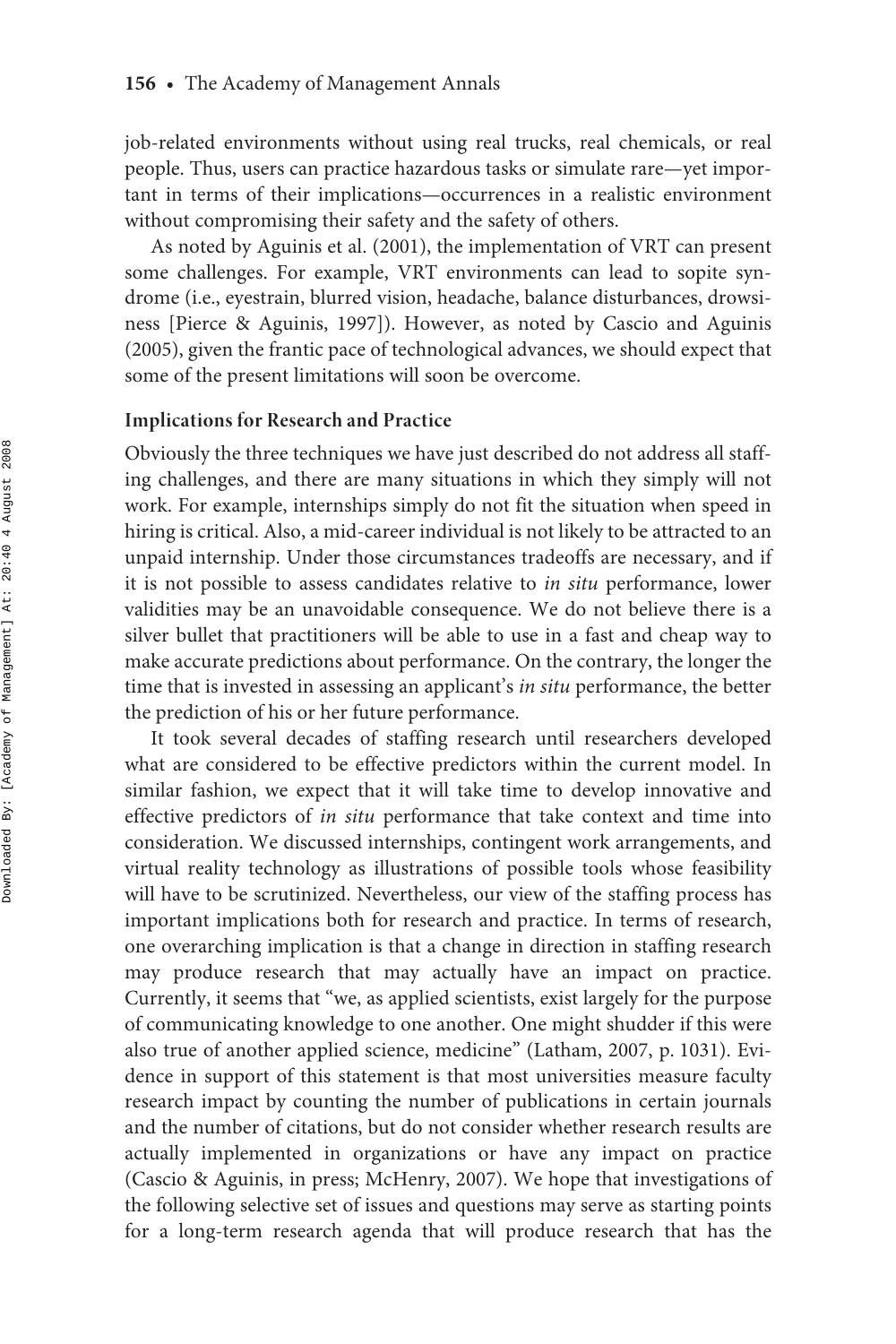job-related environments without using real trucks, real chemicals, or real people. Thus, users can practice hazardous tasks or simulate rare—yet important in terms of their implications—occurrences in a realistic environment without compromising their safety and the safety of others.

As noted by Aguinis et al. (2001), the implementation of VRT can present some challenges. For example, VRT environments can lead to sopite syndrome (i.e., eyestrain, blurred vision, headache, balance disturbances, drowsiness [Pierce & Aguinis, 1997]). However, as noted by Cascio and Aguinis (2005), given the frantic pace of technological advances, we should expect that some of the present limitations will soon be overcome.

### Implications for Research and Practice

Obviously the three techniques we have just described do not address all staffing challenges, and there are many situations in which they simply will not work. For example, internships simply do not fit the situation when speed in hiring is critical. Also, a mid-career individual is not likely to be attracted to an unpaid internship. Under those circumstances tradeoffs are necessary, and if it is not possible to assess candidates relative to *in situ* performance, lower validities may be an unavoidable consequence. We do not believe there is a silver bullet that practitioners will be able to use in a fast and cheap way to make accurate predictions about performance. On the contrary, the longer the time that is invested in assessing an applicant's *in situ* performance, the better the prediction of his or her future performance.

It took several decades of staffing research until researchers developed what are considered to be effective predictors within the current model. In similar fashion, we expect that it will take time to develop innovative and effective predictors of *in situ* performance that take context and time into consideration. We discussed internships, contingent work arrangements, and virtual reality technology as illustrations of possible tools whose feasibility will have to be scrutinized. Nevertheless, our view of the staffing process has important implications both for research and practice. In terms of research, one overarching implication is that a change in direction in staffing research may produce research that may actually have an impact on practice. Currently, it seems that "we, as applied scientists, exist largely for the purpose of communicating knowledge to one another. One might shudder if this were also true of another applied science, medicine" (Latham, 2007, p. 1031). Evidence in support of this statement is that most universities measure faculty research impact by counting the number of publications in certain journals and the number of citations, but do not consider whether research results are actually implemented in organizations or have any impact on practice (Cascio & Aguinis, in press; McHenry, 2007). We hope that investigations of the following selective set of issues and questions may serve as starting points for a long-term research agenda that will produce research that has the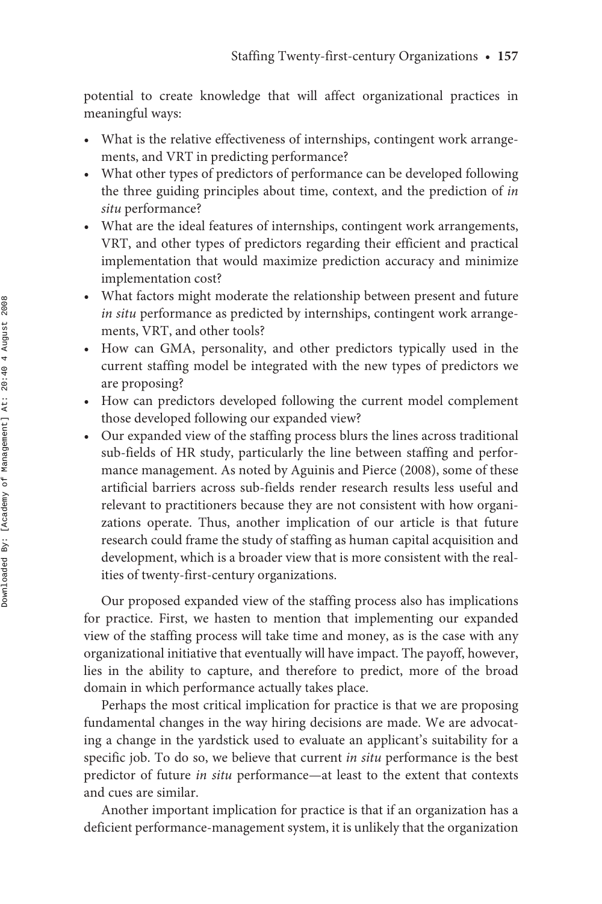potential to create knowledge that will affect organizational practices in meaningful ways:

- What is the relative effectiveness of internships, contingent work arrangements, and VRT in predicting performance?
- What other types of predictors of performance can be developed following the three guiding principles about time, context, and the prediction of *in situ* performance?
- What are the ideal features of internships, contingent work arrangements, VRT, and other types of predictors regarding their efficient and practical implementation that would maximize prediction accuracy and minimize implementation cost?
- What factors might moderate the relationship between present and future *in situ* performance as predicted by internships, contingent work arrangements, VRT, and other tools?
- How can GMA, personality, and other predictors typically used in the current staffing model be integrated with the new types of predictors we are proposing?
- How can predictors developed following the current model complement those developed following our expanded view?
- Our expanded view of the staffing process blurs the lines across traditional sub-fields of HR study, particularly the line between staffing and performance management. As noted by Aguinis and Pierce (2008), some of these artificial barriers across sub-fields render research results less useful and relevant to practitioners because they are not consistent with how organizations operate. Thus, another implication of our article is that future research could frame the study of staffing as human capital acquisition and development, which is a broader view that is more consistent with the realities of twenty-first-century organizations.

Our proposed expanded view of the staffing process also has implications for practice. First, we hasten to mention that implementing our expanded view of the staffing process will take time and money, as is the case with any organizational initiative that eventually will have impact. The payoff, however, lies in the ability to capture, and therefore to predict, more of the broad domain in which performance actually takes place.

Perhaps the most critical implication for practice is that we are proposing fundamental changes in the way hiring decisions are made. We are advocating a change in the yardstick used to evaluate an applicant's suitability for a specific job. To do so, we believe that current *in situ* performance is the best predictor of future *in situ* performance—at least to the extent that contexts and cues are similar.

Another important implication for practice is that if an organization has a deficient performance-management system, it is unlikely that the organization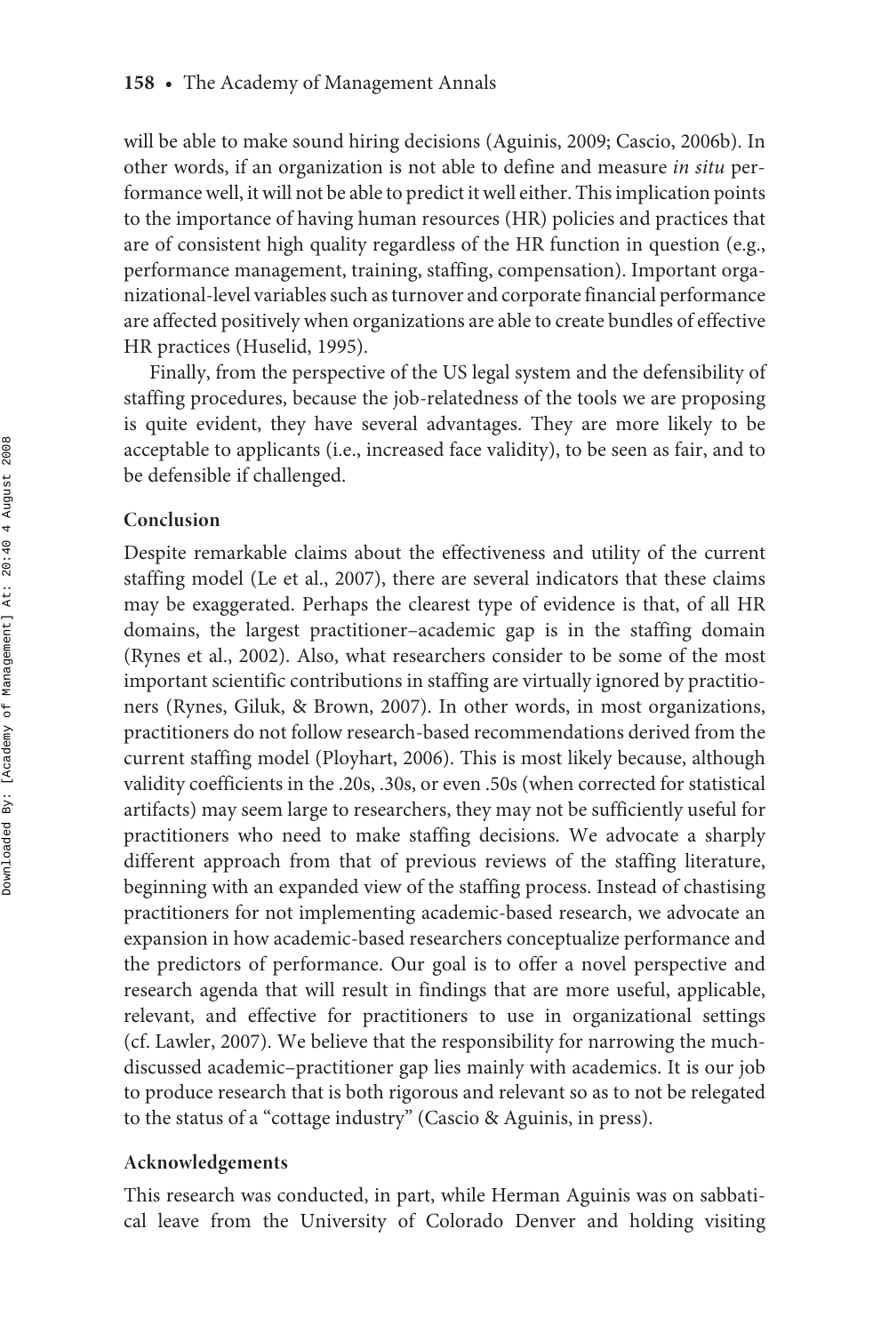will be able to make sound hiring decisions (Aguinis, 2009; Cascio, 2006b). In other words, if an organization is not able to define and measure *in situ* performance well, it will not be able to predict it well either. This implication points to the importance of having human resources (HR) policies and practices that are of consistent high quality regardless of the HR function in question (e.g., performance management, training, staffing, compensation). Important organizational-level variables such as turnover and corporate financial performance are affected positively when organizations are able to create bundles of effective HR practices (Huselid, 1995).

Finally, from the perspective of the US legal system and the defensibility of staffing procedures, because the job-relatedness of the tools we are proposing is quite evident, they have several advantages. They are more likely to be acceptable to applicants (i.e., increased face validity), to be seen as fair, and to be defensible if challenged.

### Conclusion

Despite remarkable claims about the effectiveness and utility of the current staffing model (Le et al., 2007), there are several indicators that these claims may be exaggerated. Perhaps the clearest type of evidence is that, of all HR domains, the largest practitioner–academic gap is in the staffing domain (Rynes et al., 2002). Also, what researchers consider to be some of the most important scientific contributions in staffing are virtually ignored by practitioners (Rynes, Giluk, & Brown, 2007). In other words, in most organizations, practitioners do not follow research-based recommendations derived from the current staffing model (Ployhart, 2006). This is most likely because, although validity coefficients in the .20s, .30s, or even .50s (when corrected for statistical artifacts) may seem large to researchers, they may not be sufficiently useful for practitioners who need to make staffing decisions. We advocate a sharply different approach from that of previous reviews of the staffing literature, beginning with an expanded view of the staffing process. Instead of chastising practitioners for not implementing academic-based research, we advocate an expansion in how academic-based researchers conceptualize performance and the predictors of performance. Our goal is to offer a novel perspective and research agenda that will result in findings that are more useful, applicable, relevant, and effective for practitioners to use in organizational settings (cf. Lawler, 2007). We believe that the responsibility for narrowing the much-discussed academic–practitioner gap lies mainly with academics. It is our job to produce research that is both rigorous and relevant so as to not be relegated to the status of a "cottage industry" (Cascio & Aguinis, in press).

### Acknowledgements

This research was conducted, in part, while Herman Aguinis was on sabbatical leave from the University of Colorado Denver and holding visiting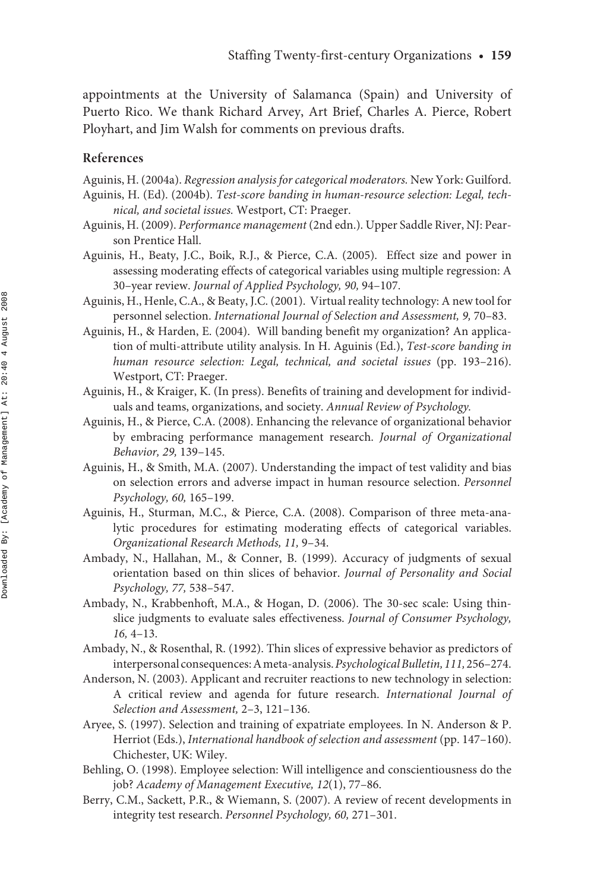appointments at the University of Salamanca (Spain) and University of Puerto Rico. We thank Richard Arvey, Art Brief, Charles A. Pierce, Robert Ployhart, and Jim Walsh for comments on previous drafts.

### References

Aguinis, H. (2004a). *Regression analysis for categorical moderators.* New York: Guilford.

Aguinis, H. (Ed). (2004b). *Test-score banding in human-resource selection: Legal, technical, and societal issues.* Westport, CT: Praeger.

Aguinis, H. (2009). *Performance management* (2nd edn.). Upper Saddle River, NJ: Pearson Prentice Hall.

Aguinis, H., Beaty, J.C., Boik, R.J., & Pierce, C.A. (2005). Effect size and power in assessing moderating effects of categorical variables using multiple regression: A 30–year review. *Journal of Applied Psychology, 90,* 94–107.

Aguinis, H., Henle, C.A., & Beaty, J.C. (2001). Virtual reality technology: A new tool for personnel selection. *International Journal of Selection and Assessment, 9,* 70–83.

Aguinis, H., & Harden, E. (2004). Will banding benefit my organization? An application of multi-attribute utility analysis. In H. Aguinis (Ed.), *Test-score banding in human resource selection: Legal, technical, and societal issues* (pp. 193–216). Westport, CT: Praeger.

Aguinis, H., & Kraiger, K. (In press). Benefits of training and development for individuals and teams, organizations, and society. *Annual Review of Psychology.*

Aguinis, H., & Pierce, C.A. (2008). Enhancing the relevance of organizational behavior by embracing performance management research. *Journal of Organizational Behavior, 29,* 139–145.

Aguinis, H., & Smith, M.A. (2007). Understanding the impact of test validity and bias on selection errors and adverse impact in human resource selection. *Personnel Psychology, 60,* 165–199.

Aguinis, H., Sturman, M.C., & Pierce, C.A. (2008). Comparison of three meta-analytic procedures for estimating moderating effects of categorical variables. *Organizational Research Methods, 11,* 9–34.

Ambady, N., Hallahan, M., & Conner, B. (1999). Accuracy of judgments of sexual orientation based on thin slices of behavior. *Journal of Personality and Social Psychology, 77,* 538–547.

Ambady, N., Krabbenhoft, M.A., & Hogan, D. (2006). The 30-sec scale: Using thin-slice judgments to evaluate sales effectiveness. *Journal of Consumer Psychology, 16,* 4–13.

Ambady, N., & Rosenthal, R. (1992). Thin slices of expressive behavior as predictors of interpersonal consequences: A meta-analysis. *Psychological Bulletin, 111,* 256–274.

Anderson, N. (2003). Applicant and recruiter reactions to new technology in selection: A critical review and agenda for future research. *International Journal of Selection and Assessment,* 2–3, 121–136.

Aryee, S. (1997). Selection and training of expatriate employees. In N. Anderson & P. Herriot (Eds.), *International handbook of selection and assessment* (pp. 147–160). Chichester, UK: Wiley.

Behling, O. (1998). Employee selection: Will intelligence and conscientiousness do the job? *Academy of Management Executive, 12*(1), 77–86.

Berry, C.M., Sackett, P.R., & Wiemann, S. (2007). A review of recent developments in integrity test research. *Personnel Psychology, 60,* 271–301.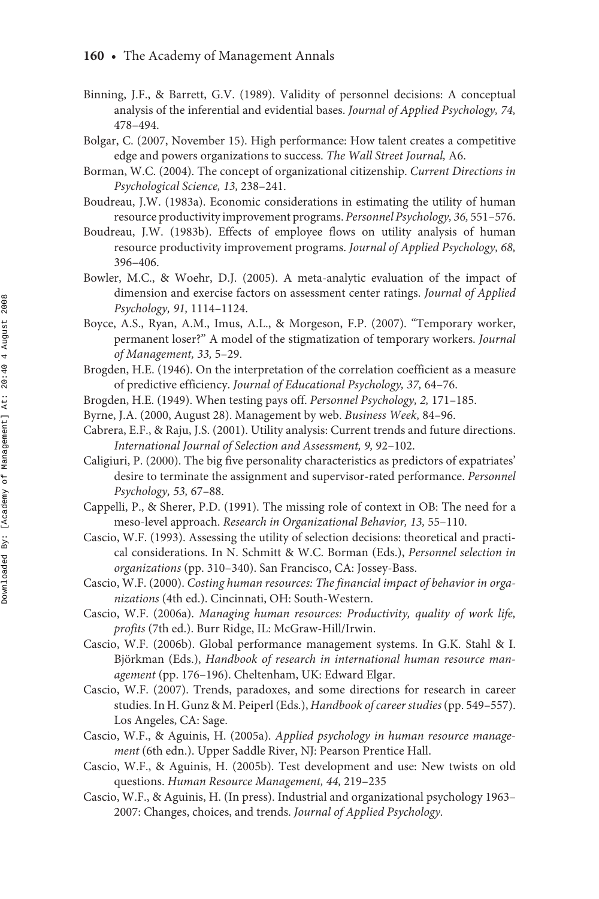Binning, J.F., & Barrett, G.V. (1989). Validity of personnel decisions: A conceptual analysis of the inferential and evidential bases. *Journal of Applied Psychology, 74,* 478–494.

Bolgar, C. (2007, November 15). High performance: How talent creates a competitive edge and powers organizations to success. *The Wall Street Journal,* A6.

Borman, W.C. (2004). The concept of organizational citizenship. *Current Directions in Psychological Science, 13,* 238–241.

Boudreau, J.W. (1983a). Economic considerations in estimating the utility of human resource productivity improvement programs. *Personnel Psychology, 36,* 551–576.

Boudreau, J.W. (1983b). Effects of employee flows on utility analysis of human resource productivity improvement programs. *Journal of Applied Psychology, 68,* 396–406.

Bowler, M.C., & Woehr, D.J. (2005). A meta-analytic evaluation of the impact of dimension and exercise factors on assessment center ratings. *Journal of Applied Psychology, 91,* 1114–1124.

Boyce, A.S., Ryan, A.M., Imus, A.L., & Morgeson, F.P. (2007). "Temporary worker, permanent loser?" A model of the stigmatization of temporary workers. *Journal of Management, 33,* 5–29.

Brogden, H.E. (1946). On the interpretation of the correlation coefficient as a measure of predictive efficiency. *Journal of Educational Psychology, 37,* 64–76.

Brogden, H.E. (1949). When testing pays off. *Personnel Psychology, 2,* 171–185.

Byrne, J.A. (2000, August 28). Management by web. *Business Week,* 84–96.

Cabrera, E.F., & Raju, J.S. (2001). Utility analysis: Current trends and future directions. *International Journal of Selection and Assessment, 9,* 92–102.

Caligiuri, P. (2000). The big five personality characteristics as predictors of expatriates' desire to terminate the assignment and supervisor-rated performance. *Personnel Psychology, 53,* 67–88.

Cappelli, P., & Sherer, P.D. (1991). The missing role of context in OB: The need for a meso-level approach. *Research in Organizational Behavior, 13,* 55–110.

Cascio, W.F. (1993). Assessing the utility of selection decisions: theoretical and practical considerations. In N. Schmitt & W.C. Borman (Eds.), *Personnel selection in organizations* (pp. 310–340). San Francisco, CA: Jossey-Bass.

Cascio, W.F. (2000). *Costing human resources: The financial impact of behavior in organizations* (4th ed.). Cincinnati, OH: South-Western.

Cascio, W.F. (2006a). *Managing human resources: Productivity, quality of work life, profits* (7th ed.). Burr Ridge, IL: McGraw-Hill/Irwin.

Cascio, W.F. (2006b). Global performance management systems. In G.K. Stahl & I. Björkman (Eds.), *Handbook of research in international human resource management* (pp. 176–196). Cheltenham, UK: Edward Elgar.

Cascio, W.F. (2007). Trends, paradoxes, and some directions for research in career studies. In H. Gunz & M. Peiperl (Eds.), *Handbook of career studies* (pp. 549–557). Los Angeles, CA: Sage.

Cascio, W.F., & Aguinis, H. (2005a). *Applied psychology in human resource management* (6th edn.). Upper Saddle River, NJ: Pearson Prentice Hall.

Cascio, W.F., & Aguinis, H. (2005b). Test development and use: New twists on old questions. *Human Resource Management, 44,* 219–235

Cascio, W.F., & Aguinis, H. (In press). Industrial and organizational psychology 1963–2007: Changes, choices, and trends. *Journal of Applied Psychology.*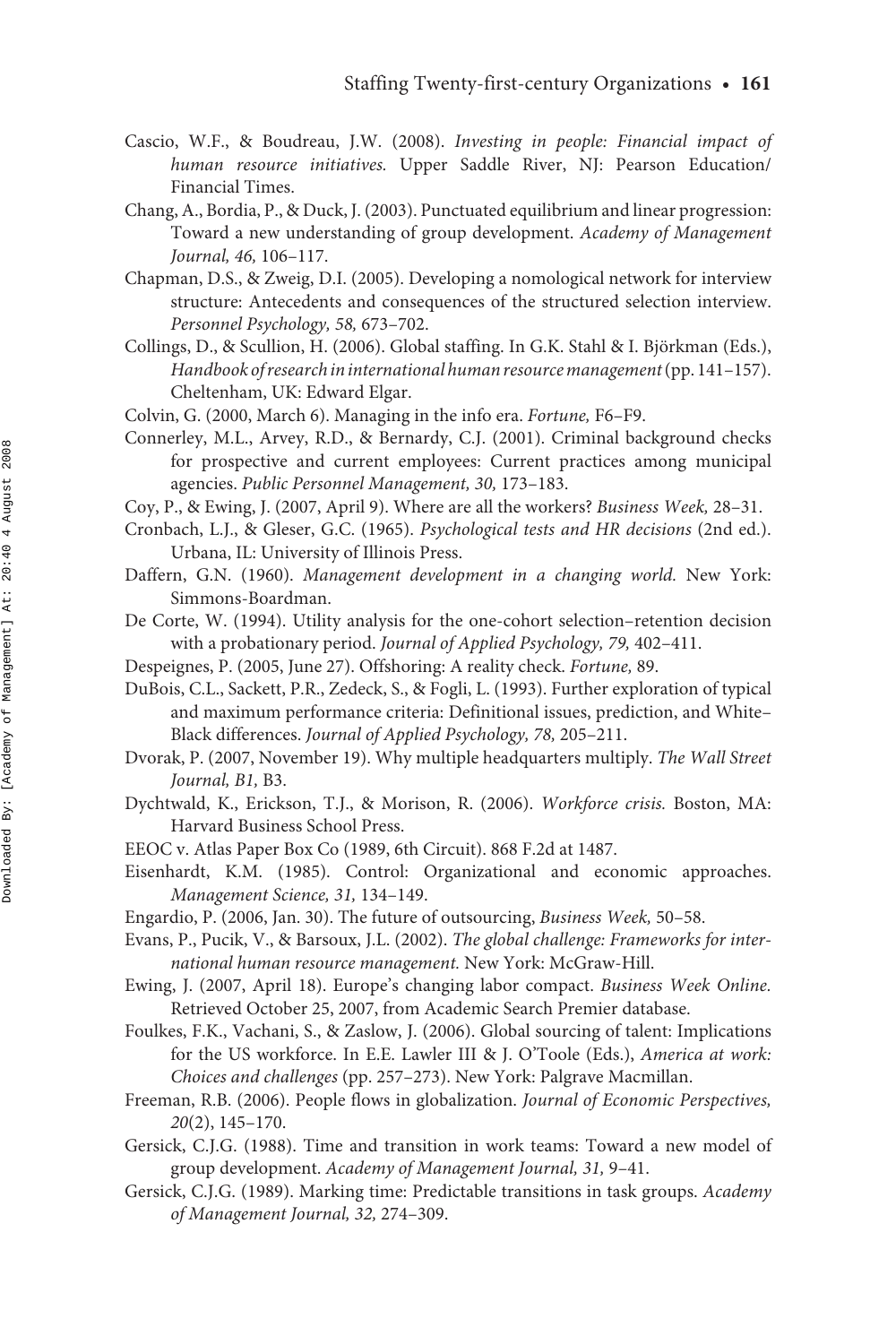Cascio, W.F., & Boudreau, J.W. (2008). *Investing in people: Financial impact of human resource initiatives.* Upper Saddle River, NJ: Pearson Education/ Financial Times.

Chang, A., Bordia, P., & Duck, J. (2003). Punctuated equilibrium and linear progression: Toward a new understanding of group development. *Academy of Management Journal, 46,* 106–117.

Chapman, D.S., & Zweig, D.I. (2005). Developing a nomological network for interview structure: Antecedents and consequences of the structured selection interview. *Personnel Psychology, 58,* 673–702.

Collings, D., & Scullion, H. (2006). Global staffing. In G.K. Stahl & I. Björkman (Eds.), *Handbook of research in international human resource management* (pp. 141–157). Cheltenham, UK: Edward Elgar.

Colvin, G. (2000, March 6). Managing in the info era. *Fortune,* F6–F9.

Connerley, M.L., Arvey, R.D., & Bernardy, C.J. (2001). Criminal background checks for prospective and current employees: Current practices among municipal agencies. *Public Personnel Management, 30,* 173–183.

Coy, P., & Ewing, J. (2007, April 9). Where are all the workers? *Business Week,* 28–31.

Cronbach, L.J., & Gleser, G.C. (1965). *Psychological tests and HR decisions* (2nd ed.). Urbana, IL: University of Illinois Press.

Daffern, G.N. (1960). *Management development in a changing world.* New York: Simmons-Boardman.

De Corte, W. (1994). Utility analysis for the one-cohort selection–retention decision with a probationary period. *Journal of Applied Psychology, 79,* 402–411.

Despeignes, P. (2005, June 27). Offshoring: A reality check. *Fortune,* 89.

DuBois, C.L., Sackett, P.R., Zedeck, S., & Fogli, L. (1993). Further exploration of typical and maximum performance criteria: Definitional issues, prediction, and White–Black differences. *Journal of Applied Psychology, 78,* 205–211.

Dvorak, P. (2007, November 19). Why multiple headquarters multiply. *The Wall Street Journal, B1,* B3.

Dychtwald, K., Erickson, T.J., & Morison, R. (2006). *Workforce crisis.* Boston, MA: Harvard Business School Press.

EEOC v. Atlas Paper Box Co (1989, 6th Circuit). 868 F.2d at 1487.

Eisenhardt, K.M. (1985). Control: Organizational and economic approaches. *Management Science, 31,* 134–149.

Engardio, P. (2006, Jan. 30). The future of outsourcing, *Business Week,* 50–58.

Evans, P., Pucik, V., & Barsoux, J.L. (2002). *The global challenge: Frameworks for international human resource management.* New York: McGraw-Hill.

Ewing, J. (2007, April 18). Europe's changing labor compact. *Business Week Online.* Retrieved October 25, 2007, from Academic Search Premier database.

Foulkes, F.K., Vachani, S., & Zaslow, J. (2006). Global sourcing of talent: Implications for the US workforce. In E.E. Lawler III & J. O'Toole (Eds.), *America at work: Choices and challenges* (pp. 257–273). New York: Palgrave Macmillan.

Freeman, R.B. (2006). People flows in globalization. *Journal of Economic Perspectives, 20*(2), 145–170.

Gersick, C.J.G. (1988). Time and transition in work teams: Toward a new model of group development. *Academy of Management Journal, 31,* 9–41.

Gersick, C.J.G. (1989). Marking time: Predictable transitions in task groups. *Academy of Management Journal, 32,* 274–309.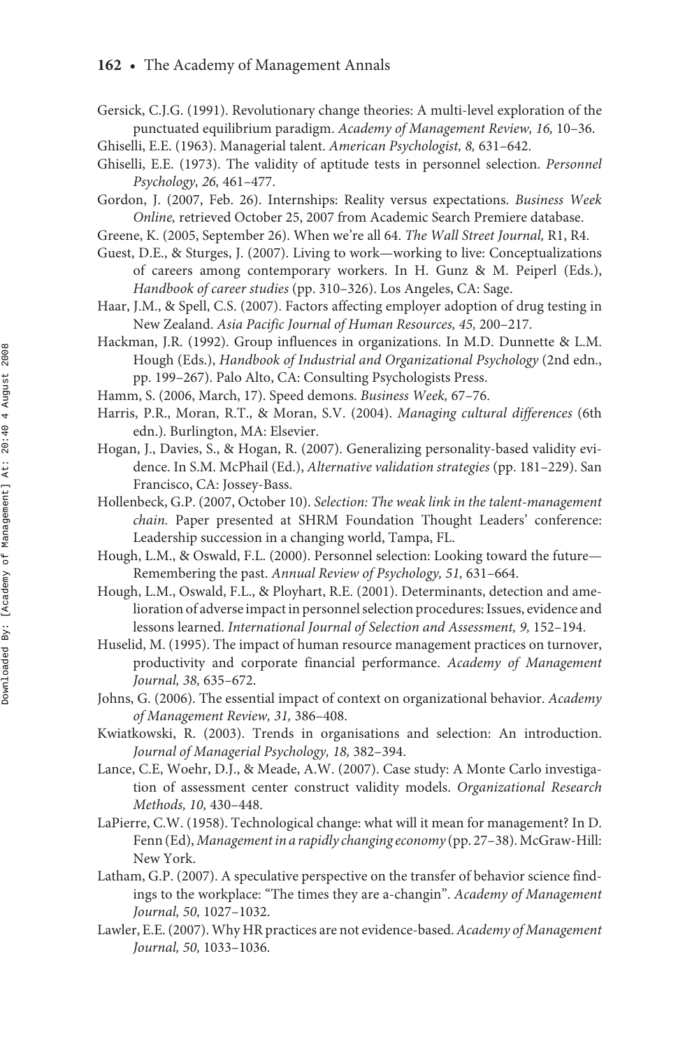Gersick, C.J.G. (1991). Revolutionary change theories: A multi-level exploration of the punctuated equilibrium paradigm. *Academy of Management Review, 16,* 10–36.

Ghiselli, E.E. (1963). Managerial talent. *American Psychologist, 8,* 631–642.

Ghiselli, E.E. (1973). The validity of aptitude tests in personnel selection. *Personnel Psychology, 26,* 461–477.

Gordon, J. (2007, Feb. 26). Internships: Reality versus expectations. *Business Week Online,* retrieved October 25, 2007 from Academic Search Premiere database.

Greene, K. (2005, September 26). When we're all 64. *The Wall Street Journal,* R1, R4.

Guest, D.E., & Sturges, J. (2007). Living to work—working to live: Conceptualizations of careers among contemporary workers. In H. Gunz & M. Peiperl (Eds.), *Handbook of career studies* (pp. 310–326). Los Angeles, CA: Sage.

Haar, J.M., & Spell, C.S. (2007). Factors affecting employer adoption of drug testing in New Zealand. *Asia Pacific Journal of Human Resources, 45,* 200–217.

Hackman, J.R. (1992). Group influences in organizations. In M.D. Dunnette & L.M. Hough (Eds.), *Handbook of Industrial and Organizational Psychology* (2nd edn., pp. 199–267). Palo Alto, CA: Consulting Psychologists Press.

Hamm, S. (2006, March, 17). Speed demons. *Business Week,* 67–76.

Harris, P.R., Moran, R.T., & Moran, S.V. (2004). *Managing cultural differences* (6th edn.). Burlington, MA: Elsevier.

Hogan, J., Davies, S., & Hogan, R. (2007). Generalizing personality-based validity evidence. In S.M. McPhail (Ed.), *Alternative validation strategies* (pp. 181–229). San Francisco, CA: Jossey-Bass.

Hollenbeck, G.P. (2007, October 10). *Selection: The weak link in the talent-management chain.* Paper presented at SHRM Foundation Thought Leaders' conference: Leadership succession in a changing world, Tampa, FL.

Hough, L.M., & Oswald, F.L. (2000). Personnel selection: Looking toward the future—Remembering the past. *Annual Review of Psychology, 51,* 631–664.

Hough, L.M., Oswald, F.L., & Ployhart, R.E. (2001). Determinants, detection and amelioration of adverse impact in personnel selection procedures: Issues, evidence and lessons learned. *International Journal of Selection and Assessment, 9,* 152–194.

Huselid, M. (1995). The impact of human resource management practices on turnover, productivity and corporate financial performance. *Academy of Management Journal, 38,* 635–672.

Johns, G. (2006). The essential impact of context on organizational behavior. *Academy of Management Review, 31,* 386–408.

Kwiatkowski, R. (2003). Trends in organisations and selection: An introduction. *Journal of Managerial Psychology, 18,* 382–394.

Lance, C.E, Woehr, D.J., & Meade, A.W. (2007). Case study: A Monte Carlo investigation of assessment center construct validity models. *Organizational Research Methods, 10,* 430–448.

LaPierre, C.W. (1958). Technological change: what will it mean for management? In D. Fenn (Ed), *Management in a rapidly changing economy* (pp. 27–38). McGraw-Hill: New York.

Latham, G.P. (2007). A speculative perspective on the transfer of behavior science findings to the workplace: "The times they are a-changin". *Academy of Management Journal, 50,* 1027–1032.

Lawler, E.E. (2007). Why HR practices are not evidence-based. *Academy of Management Journal, 50,* 1033–1036.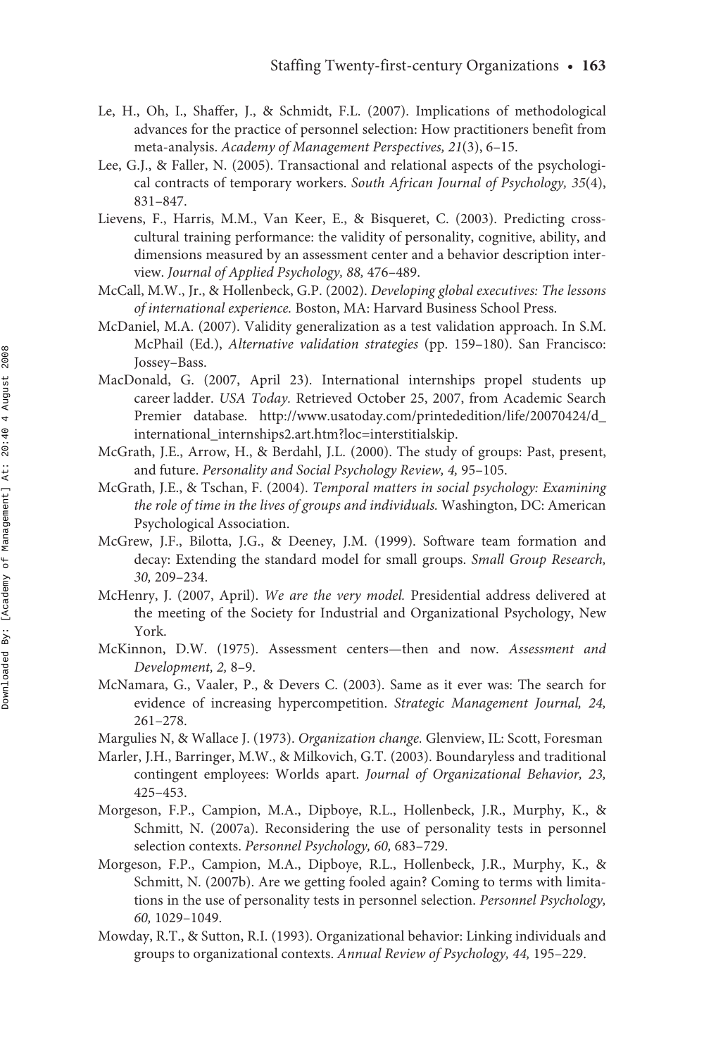Le, H., Oh, I., Shaffer, J., & Schmidt, F.L. (2007). Implications of methodological advances for the practice of personnel selection: How practitioners benefit from meta-analysis. *Academy of Management Perspectives, 21*(3), 6–15.

Lee, G.J., & Faller, N. (2005). Transactional and relational aspects of the psychological contracts of temporary workers. *South African Journal of Psychology, 35*(4), 831–847.

Lievens, F., Harris, M.M., Van Keer, E., & Bisqueret, C. (2003). Predicting cross-cultural training performance: the validity of personality, cognitive, ability, and dimensions measured by an assessment center and a behavior description interview. *Journal of Applied Psychology, 88,* 476–489.

McCall, M.W., Jr., & Hollenbeck, G.P. (2002). *Developing global executives: The lessons of international experience.* Boston, MA: Harvard Business School Press.

McDaniel, M.A. (2007). Validity generalization as a test validation approach. In S.M. McPhail (Ed.), *Alternative validation strategies* (pp. 159–180). San Francisco: Jossey–Bass.

MacDonald, G. (2007, April 23). International internships propel students up career ladder. *USA Today.* Retrieved October 25, 2007, from Academic Search Premier database. http://www.usatoday.com/printededition/life/20070424/d_international_internships2.art.htm?loc=interstitialskip.

McGrath, J.E., Arrow, H., & Berdahl, J.L. (2000). The study of groups: Past, present, and future. *Personality and Social Psychology Review, 4,* 95–105.

McGrath, J.E., & Tschan, F. (2004). *Temporal matters in social psychology: Examining the role of time in the lives of groups and individuals.* Washington, DC: American Psychological Association.

McGrew, J.F., Bilotta, J.G., & Deeney, J.M. (1999). Software team formation and decay: Extending the standard model for small groups. *Small Group Research, 30,* 209–234.

McHenry, J. (2007, April). *We are the very model.* Presidential address delivered at the meeting of the Society for Industrial and Organizational Psychology, New York.

McKinnon, D.W. (1975). Assessment centers—then and now. *Assessment and Development, 2,* 8–9.

McNamara, G., Vaaler, P., & Devers C. (2003). Same as it ever was: The search for evidence of increasing hypercompetition. *Strategic Management Journal, 24,* 261–278.

Margulies N, & Wallace J. (1973). *Organization change.* Glenview, IL: Scott, Foresman

Marler, J.H., Barringer, M.W., & Milkovich, G.T. (2003). Boundaryless and traditional contingent employees: Worlds apart. *Journal of Organizational Behavior, 23,* 425–453.

Morgeson, F.P., Campion, M.A., Dipboye, R.L., Hollenbeck, J.R., Murphy, K., & Schmitt, N. (2007a). Reconsidering the use of personality tests in personnel selection contexts. *Personnel Psychology, 60,* 683–729.

Morgeson, F.P., Campion, M.A., Dipboye, R.L., Hollenbeck, J.R., Murphy, K., & Schmitt, N. (2007b). Are we getting fooled again? Coming to terms with limitations in the use of personality tests in personnel selection. *Personnel Psychology, 60,* 1029–1049.

Mowday, R.T., & Sutton, R.I. (1993). Organizational behavior: Linking individuals and groups to organizational contexts. *Annual Review of Psychology, 44,* 195–229.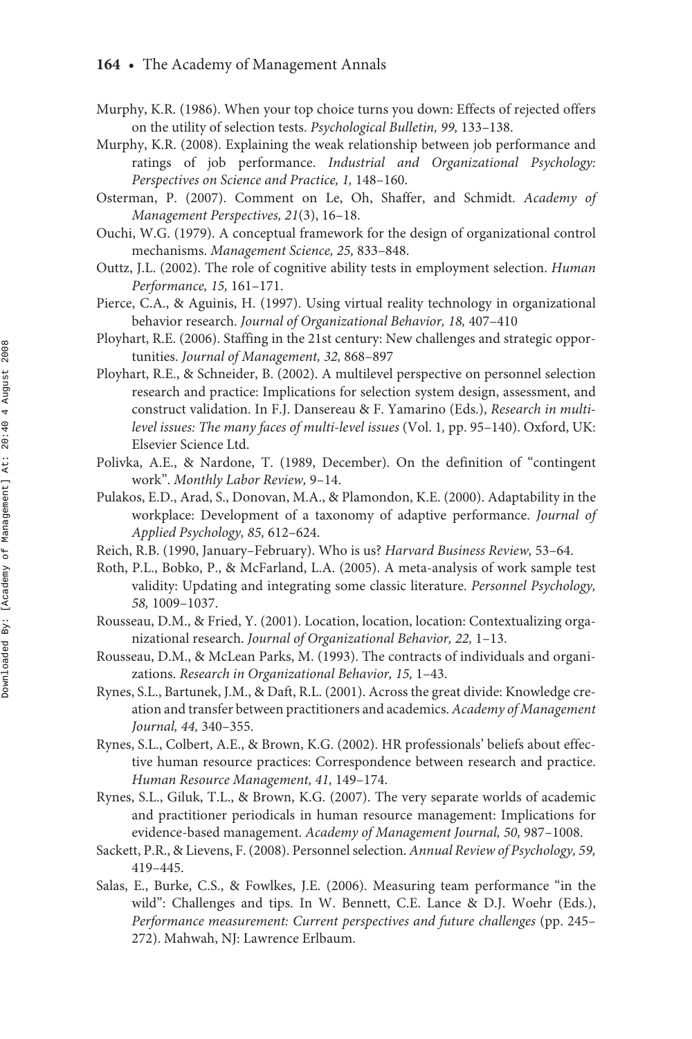Murphy, K.R. (1986). When your top choice turns you down: Effects of rejected offers on the utility of selection tests. *Psychological Bulletin, 99,* 133–138.

Murphy, K.R. (2008). Explaining the weak relationship between job performance and ratings of job performance. *Industrial and Organizational Psychology: Perspectives on Science and Practice, 1,* 148–160.

Osterman, P. (2007). Comment on Le, Oh, Shaffer, and Schmidt. *Academy of Management Perspectives, 21*(3), 16–18.

Ouchi, W.G. (1979). A conceptual framework for the design of organizational control mechanisms. *Management Science, 25,* 833–848.

Outtz, J.L. (2002). The role of cognitive ability tests in employment selection. *Human Performance, 15,* 161–171.

Pierce, C.A., & Aguinis, H. (1997). Using virtual reality technology in organizational behavior research. *Journal of Organizational Behavior, 18,* 407–410

Ployhart, R.E. (2006). Staffing in the 21st century: New challenges and strategic opportunities. *Journal of Management, 32,* 868–897

Ployhart, R.E., & Schneider, B. (2002). A multilevel perspective on personnel selection research and practice: Implications for selection system design, assessment, and construct validation. In F.J. Dansereau & F. Yamarino (Eds.), *Research in multi-level issues: The many faces of multi-level issues* (Vol. 1, pp. 95–140). Oxford, UK: Elsevier Science Ltd.

Polivka, A.E., & Nardone, T. (1989, December). On the definition of "contingent work". *Monthly Labor Review,* 9–14.

Pulakos, E.D., Arad, S., Donovan, M.A., & Plamondon, K.E. (2000). Adaptability in the workplace: Development of a taxonomy of adaptive performance. *Journal of Applied Psychology, 85,* 612–624.

Reich, R.B. (1990, January–February). Who is us? *Harvard Business Review,* 53–64.

Roth, P.L., Bobko, P., & McFarland, L.A. (2005). A meta-analysis of work sample test validity: Updating and integrating some classic literature. *Personnel Psychology, 58,* 1009–1037.

Rousseau, D.M., & Fried, Y. (2001). Location, location, location: Contextualizing organizational research. *Journal of Organizational Behavior, 22,* 1–13.

Rousseau, D.M., & McLean Parks, M. (1993). The contracts of individuals and organizations. *Research in Organizational Behavior, 15,* 1–43.

Rynes, S.L., Bartunek, J.M., & Daft, R.L. (2001). Across the great divide: Knowledge creation and transfer between practitioners and academics. *Academy of Management Journal, 44,* 340–355.

Rynes, S.L., Colbert, A.E., & Brown, K.G. (2002). HR professionals' beliefs about effective human resource practices: Correspondence between research and practice. *Human Resource Management, 41,* 149–174.

Rynes, S.L., Giluk, T.L., & Brown, K.G. (2007). The very separate worlds of academic and practitioner periodicals in human resource management: Implications for evidence-based management. *Academy of Management Journal, 50,* 987–1008.

Sackett, P.R., & Lievens, F. (2008). Personnel selection. *Annual Review of Psychology, 59,* 419–445.

Salas, E., Burke, C.S., & Fowlkes, J.E. (2006). Measuring team performance "in the wild": Challenges and tips. In W. Bennett, C.E. Lance & D.J. Woehr (Eds.), *Performance measurement: Current perspectives and future challenges* (pp. 245–272). Mahwah, NJ: Lawrence Erlbaum.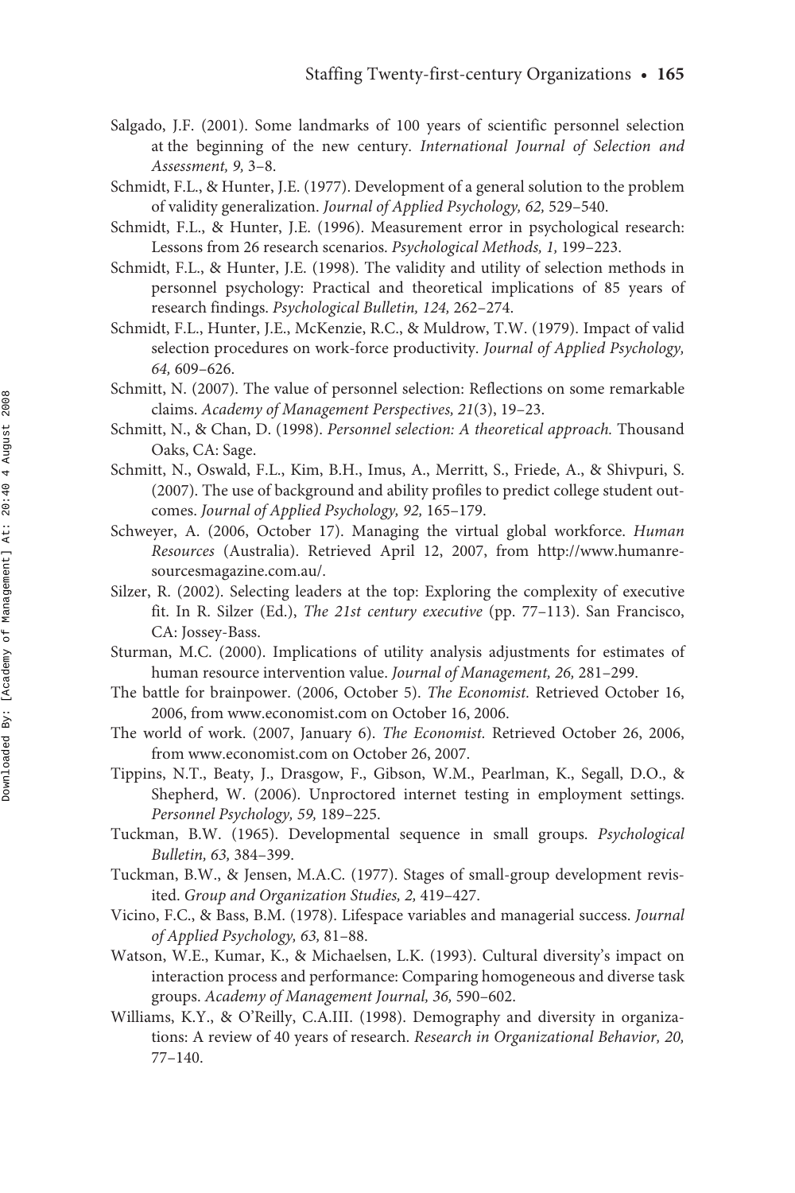Salgado, J.F. (2001). Some landmarks of 100 years of scientific personnel selection at the beginning of the new century. *International Journal of Selection and Assessment, 9,* 3–8.

Schmidt, F.L., & Hunter, J.E. (1977). Development of a general solution to the problem of validity generalization. *Journal of Applied Psychology, 62,* 529–540.

Schmidt, F.L., & Hunter, J.E. (1996). Measurement error in psychological research: Lessons from 26 research scenarios. *Psychological Methods, 1,* 199–223.

Schmidt, F.L., & Hunter, J.E. (1998). The validity and utility of selection methods in personnel psychology: Practical and theoretical implications of 85 years of research findings. *Psychological Bulletin, 124,* 262–274.

Schmidt, F.L., Hunter, J.E., McKenzie, R.C., & Muldrow, T.W. (1979). Impact of valid selection procedures on work-force productivity. *Journal of Applied Psychology, 64,* 609–626.

Schmitt, N. (2007). The value of personnel selection: Reflections on some remarkable claims. *Academy of Management Perspectives, 21*(3), 19–23.

Schmitt, N., & Chan, D. (1998). *Personnel selection: A theoretical approach.* Thousand Oaks, CA: Sage.

Schmitt, N., Oswald, F.L., Kim, B.H., Imus, A., Merritt, S., Friede, A., & Shivpuri, S. (2007). The use of background and ability profiles to predict college student outcomes. *Journal of Applied Psychology, 92,* 165–179.

Schweyer, A. (2006, October 17). Managing the virtual global workforce. *Human Resources* (Australia). Retrieved April 12, 2007, from http://www.humanresourcesmagazine.com.au/.

Silzer, R. (2002). Selecting leaders at the top: Exploring the complexity of executive fit. In R. Silzer (Ed.), *The 21st century executive* (pp. 77–113). San Francisco, CA: Jossey-Bass.

Sturman, M.C. (2000). Implications of utility analysis adjustments for estimates of human resource intervention value. *Journal of Management, 26,* 281–299.

The battle for brainpower. (2006, October 5). *The Economist.* Retrieved October 16, 2006, from www.economist.com on October 16, 2006.

The world of work. (2007, January 6). *The Economist.* Retrieved October 26, 2006, from www.economist.com on October 26, 2007.

Tippins, N.T., Beaty, J., Drasgow, F., Gibson, W.M., Pearlman, K., Segall, D.O., & Shepherd, W. (2006). Unproctored internet testing in employment settings. *Personnel Psychology, 59,* 189–225.

Tuckman, B.W. (1965). Developmental sequence in small groups. *Psychological Bulletin, 63,* 384–399.

Tuckman, B.W., & Jensen, M.A.C. (1977). Stages of small-group development revisited. *Group and Organization Studies, 2,* 419–427.

Vicino, F.C., & Bass, B.M. (1978). Lifespace variables and managerial success. *Journal of Applied Psychology, 63,* 81–88.

Watson, W.E., Kumar, K., & Michaelsen, L.K. (1993). Cultural diversity's impact on interaction process and performance: Comparing homogeneous and diverse task groups. *Academy of Management Journal, 36,* 590–602.

Williams, K.Y., & O'Reilly, C.A.III. (1998). Demography and diversity in organizations: A review of 40 years of research. *Research in Organizational Behavior, 20,* 77–140.